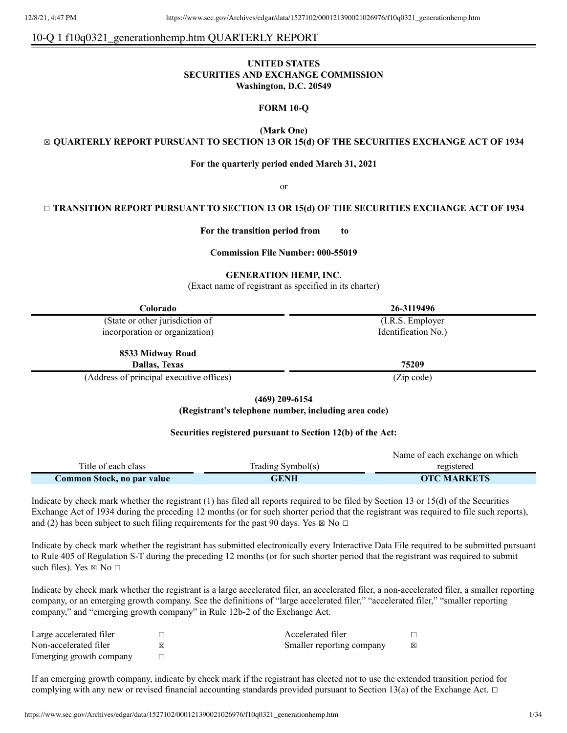10-Q 1 f10q0321_generationhemp.htm QUARTERLY REPORT

**UNITED STATES**
**SECURITIES AND EXCHANGE COMMISSION**
**Washington, D.C. 20549**

**FORM 10-Q**

**(Mark One)**
☒ **QUARTERLY REPORT PURSUANT TO SECTION 13 OR 15(d) OF THE SECURITIES EXCHANGE ACT OF 1934**

**For the quarterly period ended March 31, 2021**

or

☐ **TRANSITION REPORT PURSUANT TO SECTION 13 OR 15(d) OF THE SECURITIES EXCHANGE ACT OF 1934**

**For the transition period from to**

**Commission File Number: 000-55019**

**GENERATION HEMP, INC.**
(Exact name of registrant as specified in its charter)

| **Colorado** | **26-3119496** |
|---|---|
| (State or other jurisdiction of incorporation or organization) | (I.R.S. Employer Identification No.) |
| **8533 Midway Road Dallas, Texas** | **75209** |
| (Address of principal executive offices) | (Zip code) |

**(469) 209-6154**
**(Registrant's telephone number, including area code)**

**Securities registered pursuant to Section 12(b) of the Act:**

| Title of each class | Trading Symbol(s) | Name of each exchange on which registered |
|---|---|---|
| **Common Stock, no par value** | **GENH** | **OTC MARKETS** |

Indicate by check mark whether the registrant (1) has filed all reports required to be filed by Section 13 or 15(d) of the Securities Exchange Act of 1934 during the preceding 12 months (or for such shorter period that the registrant was required to file such reports), and (2) has been subject to such filing requirements for the past 90 days. Yes ☒ No ☐

Indicate by check mark whether the registrant has submitted electronically every Interactive Data File required to be submitted pursuant to Rule 405 of Regulation S-T during the preceding 12 months (or for such shorter period that the registrant was required to submit such files). Yes ☒ No ☐

Indicate by check mark whether the registrant is a large accelerated filer, an accelerated filer, a non-accelerated filer, a smaller reporting company, or an emerging growth company. See the definitions of "large accelerated filer," "accelerated filer," "smaller reporting company," and "emerging growth company" in Rule 12b-2 of the Exchange Act.

| | | | |
|---|---|---|---|
| Large accelerated filer | ☐ | Accelerated filer | ☐ |
| Non-accelerated filer | ☒ | Smaller reporting company | ☒ |
| Emerging growth company | ☐ | | |

If an emerging growth company, indicate by check mark if the registrant has elected not to use the extended transition period for complying with any new or revised financial accounting standards provided pursuant to Section 13(a) of the Exchange Act. ☐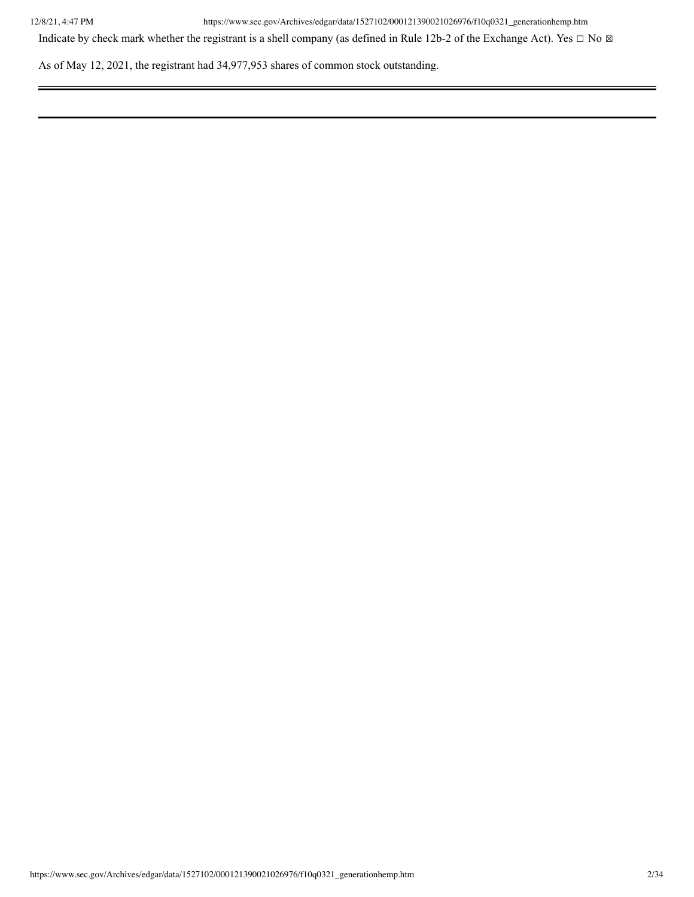Indicate by check mark whether the registrant is a shell company (as defined in Rule 12b-2 of the Exchange Act). Yes ☐ No ☒

As of May 12, 2021, the registrant had 34,977,953 shares of common stock outstanding.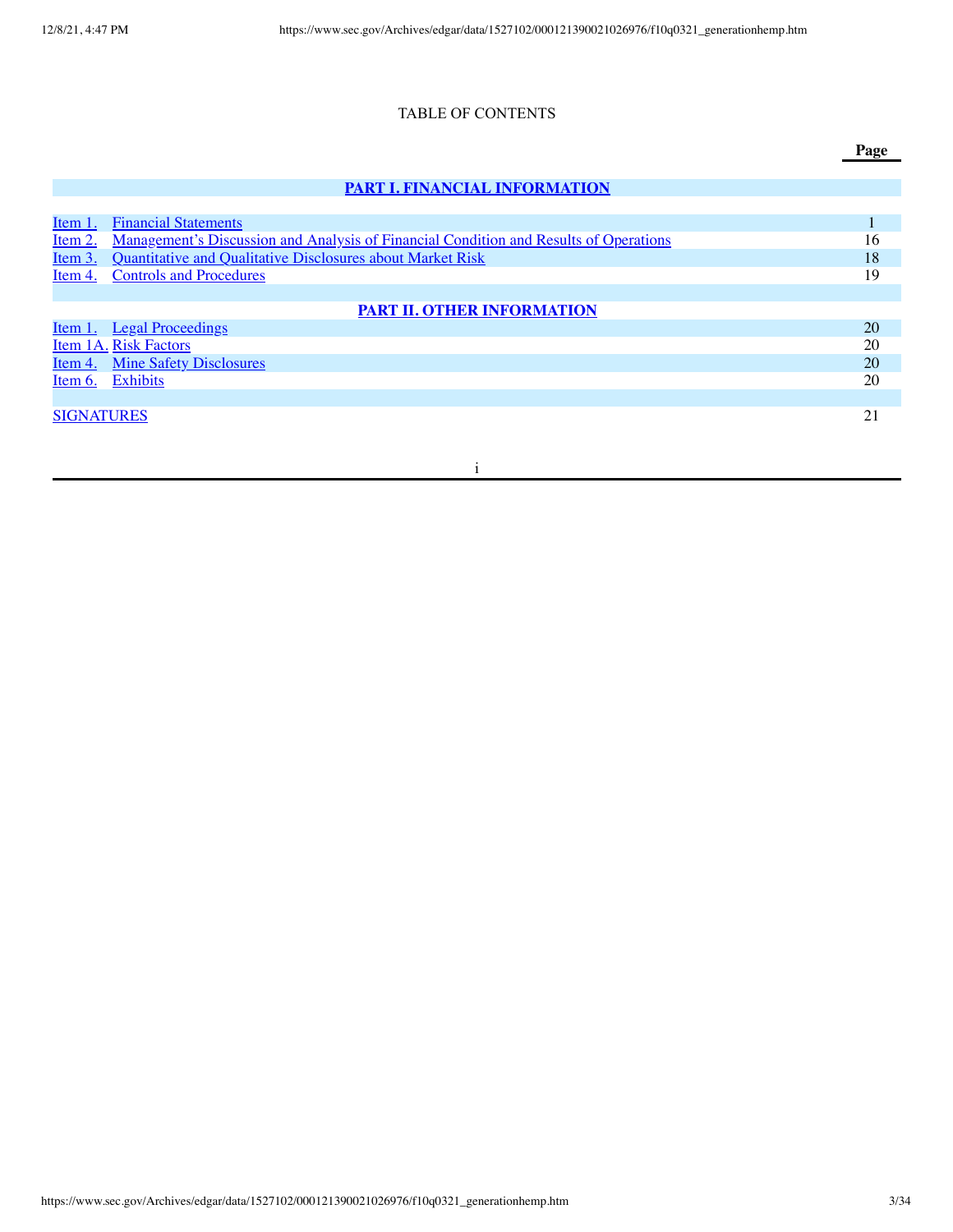# TABLE OF CONTENTS

| | | Page |
|---|---|---|
| **PART I. FINANCIAL INFORMATION** | | |
| Item 1. | Financial Statements | 1 |
| Item 2. | Management's Discussion and Analysis of Financial Condition and Results of Operations | 16 |
| Item 3. | Quantitative and Qualitative Disclosures about Market Risk | 18 |
| Item 4. | Controls and Procedures | 19 |
| **PART II. OTHER INFORMATION** | | |
| Item 1. | Legal Proceedings | 20 |
| Item 1A. | Risk Factors | 20 |
| Item 4. | Mine Safety Disclosures | 20 |
| Item 6. | Exhibits | 20 |
| SIGNATURES | | 21 |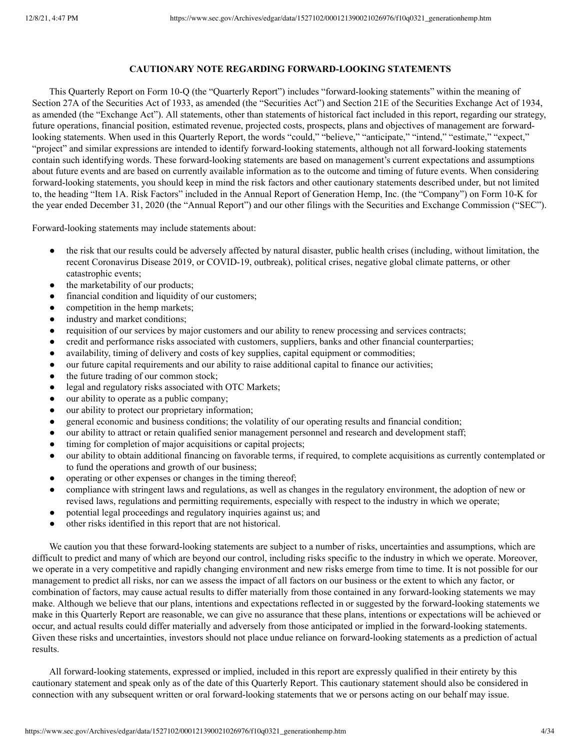## CAUTIONARY NOTE REGARDING FORWARD-LOOKING STATEMENTS

This Quarterly Report on Form 10-Q (the "Quarterly Report") includes "forward-looking statements" within the meaning of Section 27A of the Securities Act of 1933, as amended (the "Securities Act") and Section 21E of the Securities Exchange Act of 1934, as amended (the "Exchange Act"). All statements, other than statements of historical fact included in this report, regarding our strategy, future operations, financial position, estimated revenue, projected costs, prospects, plans and objectives of management are forward-looking statements. When used in this Quarterly Report, the words "could," "believe," "anticipate," "intend," "estimate," "expect," "project" and similar expressions are intended to identify forward-looking statements, although not all forward-looking statements contain such identifying words. These forward-looking statements are based on management's current expectations and assumptions about future events and are based on currently available information as to the outcome and timing of future events. When considering forward-looking statements, you should keep in mind the risk factors and other cautionary statements described under, but not limited to, the heading "Item 1A. Risk Factors" included in the Annual Report of Generation Hemp, Inc. (the "Company") on Form 10-K for the year ended December 31, 2020 (the "Annual Report") and our other filings with the Securities and Exchange Commission ("SEC").

Forward-looking statements may include statements about:

- the risk that our results could be adversely affected by natural disaster, public health crises (including, without limitation, the recent Coronavirus Disease 2019, or COVID-19, outbreak), political crises, negative global climate patterns, or other catastrophic events;
- the marketability of our products;
- financial condition and liquidity of our customers;
- competition in the hemp markets;
- industry and market conditions;
- requisition of our services by major customers and our ability to renew processing and services contracts;
- credit and performance risks associated with customers, suppliers, banks and other financial counterparties;
- availability, timing of delivery and costs of key supplies, capital equipment or commodities;
- our future capital requirements and our ability to raise additional capital to finance our activities;
- the future trading of our common stock;
- legal and regulatory risks associated with OTC Markets;
- our ability to operate as a public company;
- our ability to protect our proprietary information;
- general economic and business conditions; the volatility of our operating results and financial condition;
- our ability to attract or retain qualified senior management personnel and research and development staff;
- timing for completion of major acquisitions or capital projects;
- our ability to obtain additional financing on favorable terms, if required, to complete acquisitions as currently contemplated or to fund the operations and growth of our business;
- operating or other expenses or changes in the timing thereof;
- compliance with stringent laws and regulations, as well as changes in the regulatory environment, the adoption of new or revised laws, regulations and permitting requirements, especially with respect to the industry in which we operate;
- potential legal proceedings and regulatory inquiries against us; and
- other risks identified in this report that are not historical.

We caution you that these forward-looking statements are subject to a number of risks, uncertainties and assumptions, which are difficult to predict and many of which are beyond our control, including risks specific to the industry in which we operate. Moreover, we operate in a very competitive and rapidly changing environment and new risks emerge from time to time. It is not possible for our management to predict all risks, nor can we assess the impact of all factors on our business or the extent to which any factor, or combination of factors, may cause actual results to differ materially from those contained in any forward-looking statements we may make. Although we believe that our plans, intentions and expectations reflected in or suggested by the forward-looking statements we make in this Quarterly Report are reasonable, we can give no assurance that these plans, intentions or expectations will be achieved or occur, and actual results could differ materially and adversely from those anticipated or implied in the forward-looking statements. Given these risks and uncertainties, investors should not place undue reliance on forward-looking statements as a prediction of actual results.

All forward-looking statements, expressed or implied, included in this report are expressly qualified in their entirety by this cautionary statement and speak only as of the date of this Quarterly Report. This cautionary statement should also be considered in connection with any subsequent written or oral forward-looking statements that we or persons acting on our behalf may issue.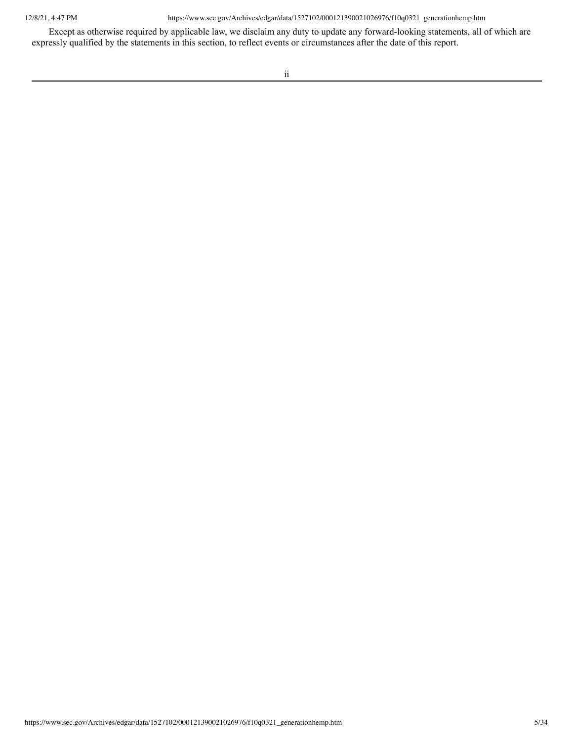Except as otherwise required by applicable law, we disclaim any duty to update any forward-looking statements, all of which are expressly qualified by the statements in this section, to reflect events or circumstances after the date of this report.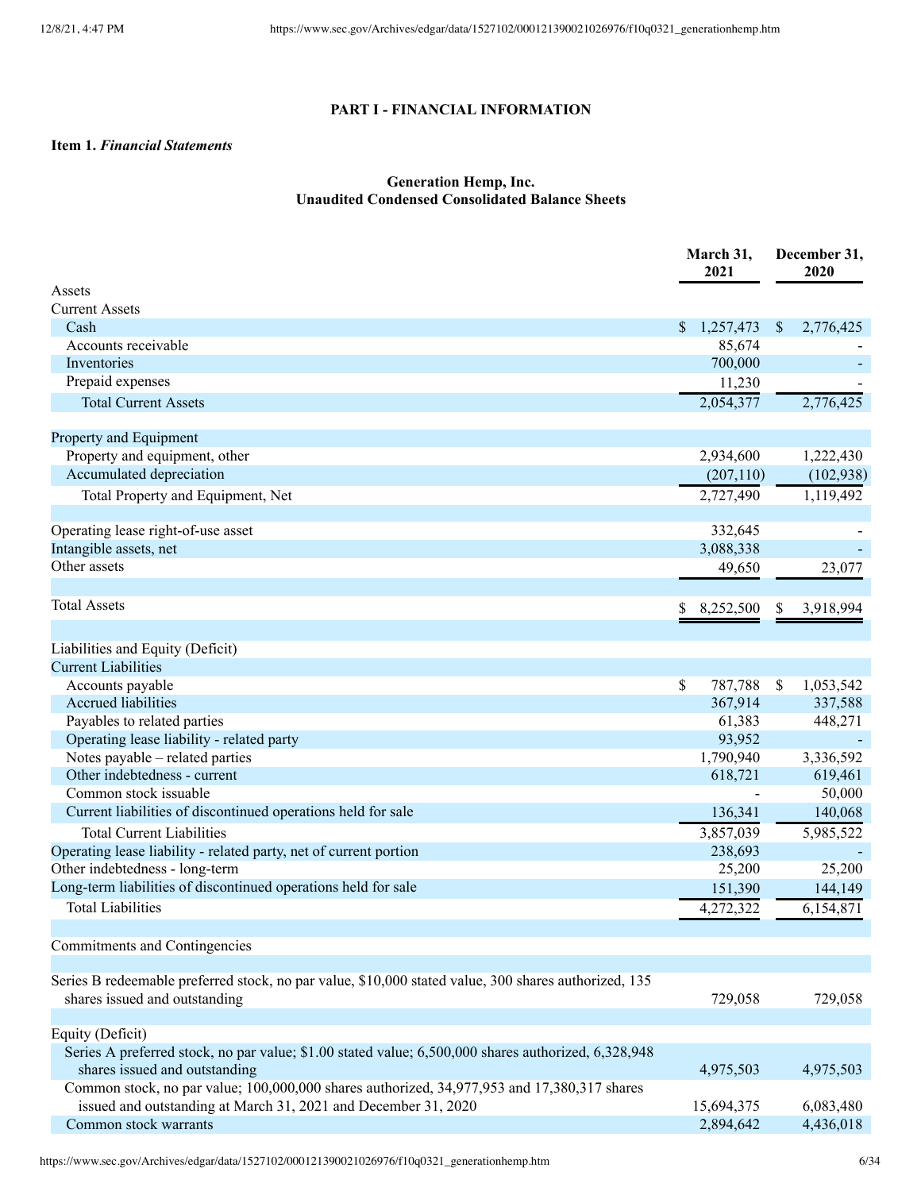## PART I - FINANCIAL INFORMATION

**Item 1.** ***Financial Statements***

**Generation Hemp, Inc.**
**Unaudited Condensed Consolidated Balance Sheets**

| | March 31, 2021 | December 31, 2020 |
|---|---|---|
| Assets | | |
| Current Assets | | |
| Cash | $ 1,257,473 | $ 2,776,425 |
| Accounts receivable | 85,674 | - |
| Inventories | 700,000 | - |
| Prepaid expenses | 11,230 | - |
| Total Current Assets | 2,054,377 | 2,776,425 |
| | | |
| Property and Equipment | | |
| Property and equipment, other | 2,934,600 | 1,222,430 |
| Accumulated depreciation | (207,110) | (102,938) |
| Total Property and Equipment, Net | 2,727,490 | 1,119,492 |
| | | |
| Operating lease right-of-use asset | 332,645 | - |
| Intangible assets, net | 3,088,338 | - |
| Other assets | 49,650 | 23,077 |
| | | |
| Total Assets | $ 8,252,500 | $ 3,918,994 |
| | | |
| Liabilities and Equity (Deficit) | | |
| Current Liabilities | | |
| Accounts payable | $ 787,788 | $ 1,053,542 |
| Accrued liabilities | 367,914 | 337,588 |
| Payables to related parties | 61,383 | 448,271 |
| Operating lease liability - related party | 93,952 | - |
| Notes payable – related parties | 1,790,940 | 3,336,592 |
| Other indebtedness - current | 618,721 | 619,461 |
| Common stock issuable | - | 50,000 |
| Current liabilities of discontinued operations held for sale | 136,341 | 140,068 |
| Total Current Liabilities | 3,857,039 | 5,985,522 |
| Operating lease liability - related party, net of current portion | 238,693 | - |
| Other indebtedness - long-term | 25,200 | 25,200 |
| Long-term liabilities of discontinued operations held for sale | 151,390 | 144,149 |
| Total Liabilities | 4,272,322 | 6,154,871 |
| | | |
| Commitments and Contingencies | | |
| | | |
| Series B redeemable preferred stock, no par value, $10,000 stated value, 300 shares authorized, 135 shares issued and outstanding | 729,058 | 729,058 |
| | | |
| Equity (Deficit) | | |
| Series A preferred stock, no par value; $1.00 stated value; 6,500,000 shares authorized, 6,328,948 shares issued and outstanding | 4,975,503 | 4,975,503 |
| Common stock, no par value; 100,000,000 shares authorized, 34,977,953 and 17,380,317 shares issued and outstanding at March 31, 2021 and December 31, 2020 | 15,694,375 | 6,083,480 |
| Common stock warrants | 2,894,642 | 4,436,018 |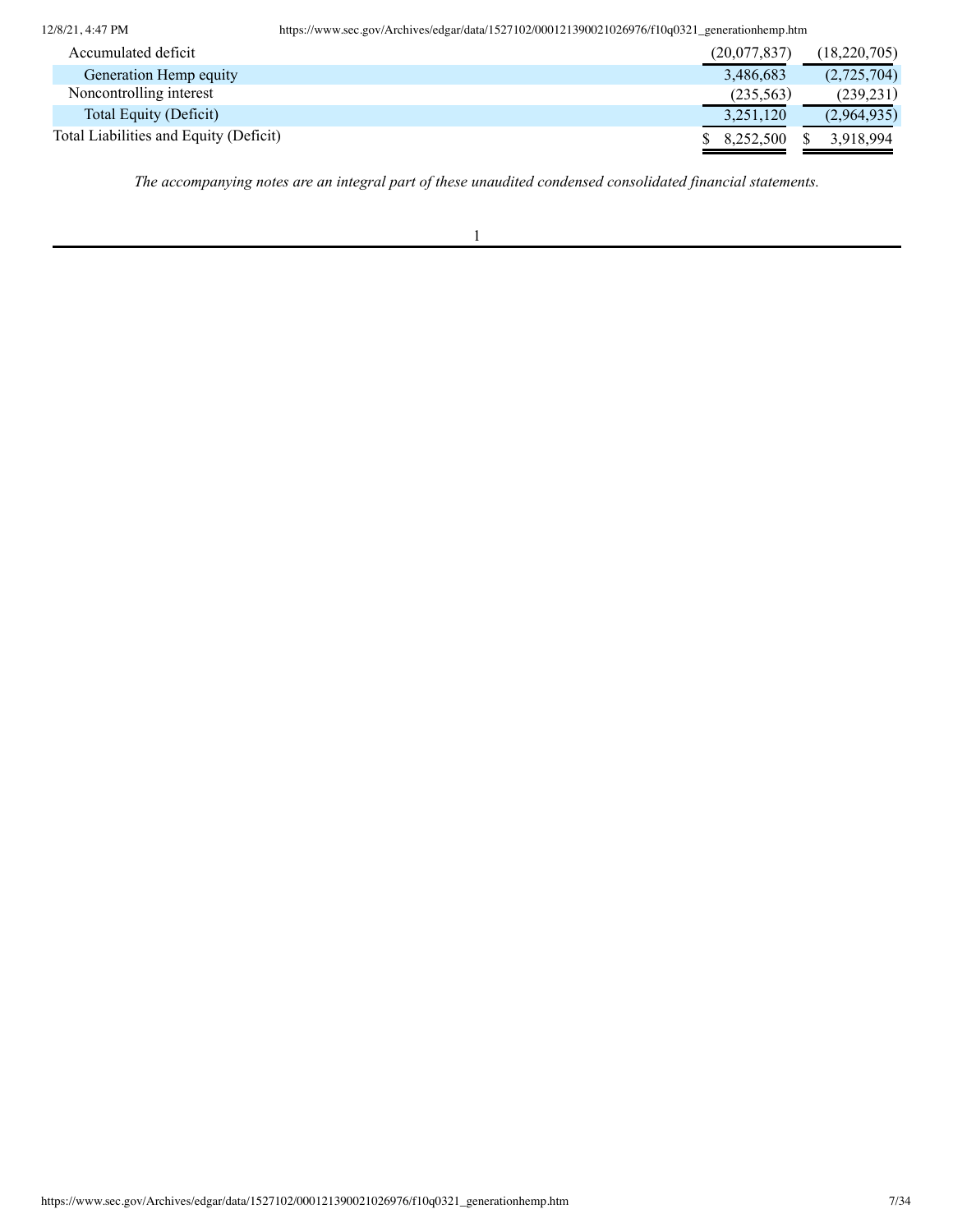| | | |
|---|---|---|
| Accumulated deficit | (20,077,837) | (18,220,705) |
| Generation Hemp equity | 3,486,683 | (2,725,704) |
| Noncontrolling interest | (235,563) | (239,231) |
| Total Equity (Deficit) | 3,251,120 | (2,964,935) |
| Total Liabilities and Equity (Deficit) | $ 8,252,500 | $ 3,918,994 |

*The accompanying notes are an integral part of these unaudited condensed consolidated financial statements.*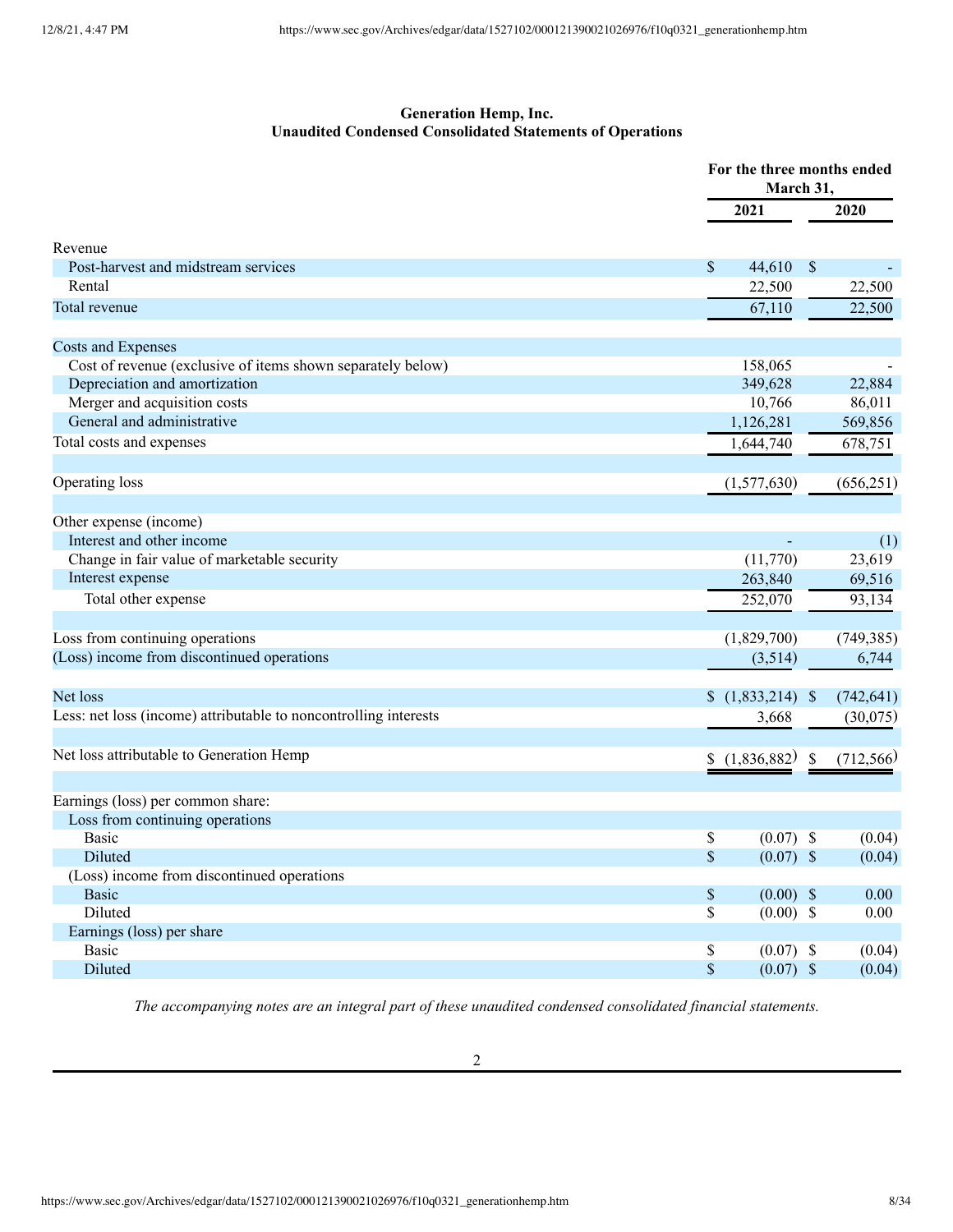**Generation Hemp, Inc.**
**Unaudited Condensed Consolidated Statements of Operations**

| | For the three months ended March 31, | |
|---|---|---|
| | 2021 | 2020 |
| Revenue | | |
| Post-harvest and midstream services | $ 44,610 | $ - |
| Rental | 22,500 | 22,500 |
| Total revenue | 67,110 | 22,500 |
| Costs and Expenses | | |
| Cost of revenue (exclusive of items shown separately below) | 158,065 | - |
| Depreciation and amortization | 349,628 | 22,884 |
| Merger and acquisition costs | 10,766 | 86,011 |
| General and administrative | 1,126,281 | 569,856 |
| Total costs and expenses | 1,644,740 | 678,751 |
| Operating loss | (1,577,630) | (656,251) |
| Other expense (income) | | |
| Interest and other income | - | (1) |
| Change in fair value of marketable security | (11,770) | 23,619 |
| Interest expense | 263,840 | 69,516 |
| Total other expense | 252,070 | 93,134 |
| Loss from continuing operations | (1,829,700) | (749,385) |
| (Loss) income from discontinued operations | (3,514) | 6,744 |
| Net loss | $ (1,833,214) | $ (742,641) |
| Less: net loss (income) attributable to noncontrolling interests | 3,668 | (30,075) |
| Net loss attributable to Generation Hemp | $ (1,836,882) | $ (712,566) |
| Earnings (loss) per common share: | | |
| Loss from continuing operations | | |
| Basic | $ (0.07) | $ (0.04) |
| Diluted | $ (0.07) | $ (0.04) |
| (Loss) income from discontinued operations | | |
| Basic | $ (0.00) | $ 0.00 |
| Diluted | $ (0.00) | $ 0.00 |
| Earnings (loss) per share | | |
| Basic | $ (0.07) | $ (0.04) |
| Diluted | $ (0.07) | $ (0.04) |

*The accompanying notes are an integral part of these unaudited condensed consolidated financial statements.*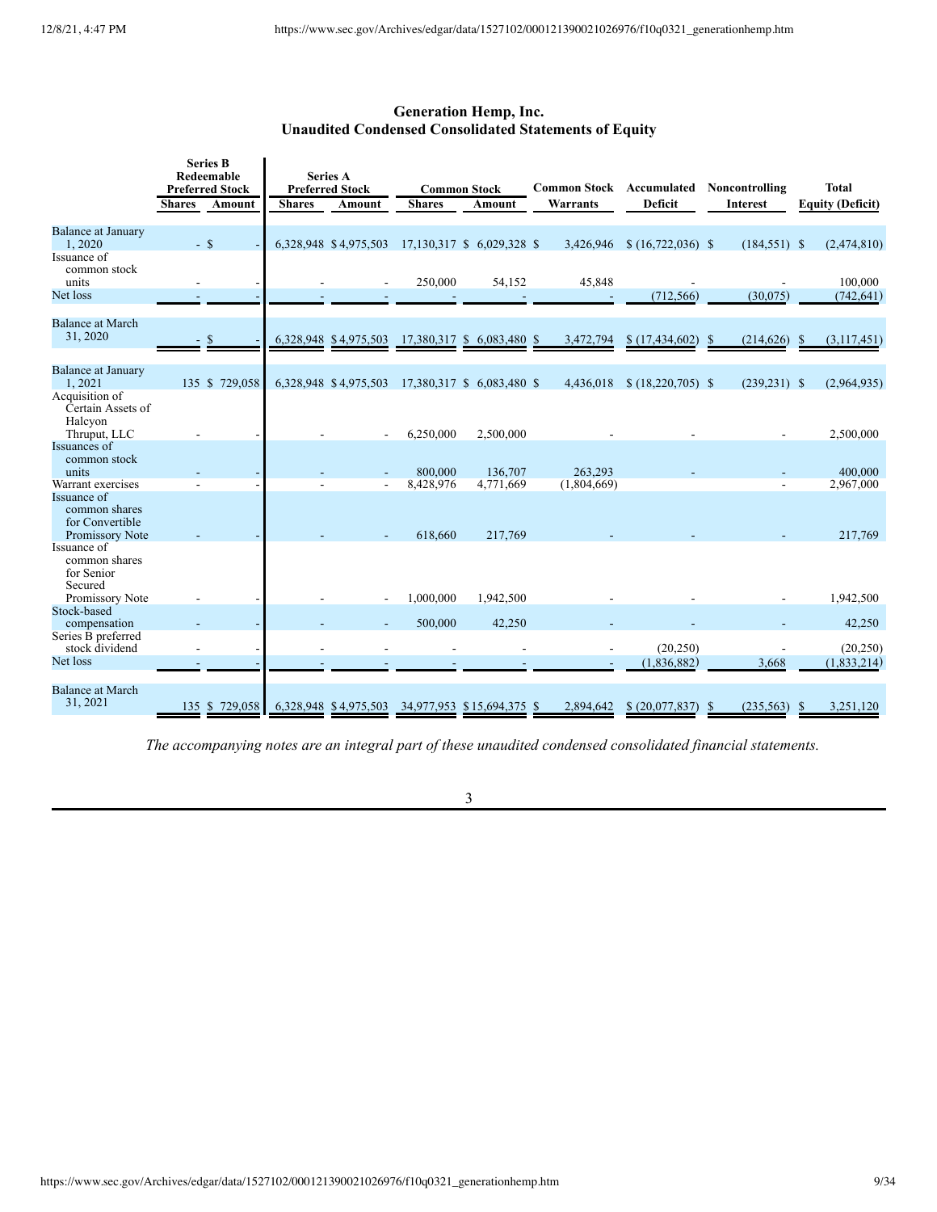## Generation Hemp, Inc.
## Unaudited Condensed Consolidated Statements of Equity

| | Series B Redeemable Preferred Stock | | Series A Preferred Stock | | Common Stock | | Common Stock | Accumulated | Noncontrolling | Total |
|---|---|---|---|---|---|---|---|---|---|---|
| | Shares | Amount | Shares | Amount | Shares | Amount | Warrants | Deficit | Interest | Equity (Deficit) |
| Balance at January 1, 2020 | - | $ - | 6,328,948 | $ 4,975,503 | 17,130,317 | $ 6,029,328 | $ 3,426,946 | $ (16,722,036) | $ (184,551) | $ (2,474,810) |
| Issuance of common stock units | - | - | - | - | 250,000 | 54,152 | 45,848 | - | - | 100,000 |
| Net loss | - | - | - | - | - | - | - | (712,566) | (30,075) | (742,641) |
| Balance at March 31, 2020 | - | $ - | 6,328,948 | $ 4,975,503 | 17,380,317 | $ 6,083,480 | $ 3,472,794 | $ (17,434,602) | $ (214,626) | $ (3,117,451) |
| | | | | | | | | | | |
| Balance at January 1, 2021 | 135 | $ 729,058 | 6,328,948 | $ 4,975,503 | 17,380,317 | $ 6,083,480 | $ 4,436,018 | $ (18,220,705) | $ (239,231) | $ (2,964,935) |
| Acquisition of Certain Assets of Halcyon Thruput, LLC | - | - | - | - | 6,250,000 | 2,500,000 | - | - | - | 2,500,000 |
| Issuances of common stock units | - | - | - | - | 800,000 | 136,707 | 263,293 | - | - | 400,000 |
| Warrant exercises | - | - | - | - | 8,428,976 | 4,771,669 | (1,804,669) | | - | 2,967,000 |
| Issuance of common shares for Convertible Promissory Note | - | - | - | - | 618,660 | 217,769 | - | - | - | 217,769 |
| Issuance of common shares for Senior Secured Promissory Note | - | - | - | - | 1,000,000 | 1,942,500 | - | - | - | 1,942,500 |
| Stock-based compensation | - | - | - | - | 500,000 | 42,250 | - | - | - | 42,250 |
| Series B preferred stock dividend | - | - | - | - | - | - | - | (20,250) | - | (20,250) |
| Net loss | - | - | - | - | - | - | - | (1,836,882) | 3,668 | (1,833,214) |
| Balance at March 31, 2021 | 135 | $ 729,058 | 6,328,948 | $ 4,975,503 | 34,977,953 | $ 15,694,375 | $ 2,894,642 | $ (20,077,837) | $ (235,563) | $ 3,251,120 |

*The accompanying notes are an integral part of these unaudited condensed consolidated financial statements.*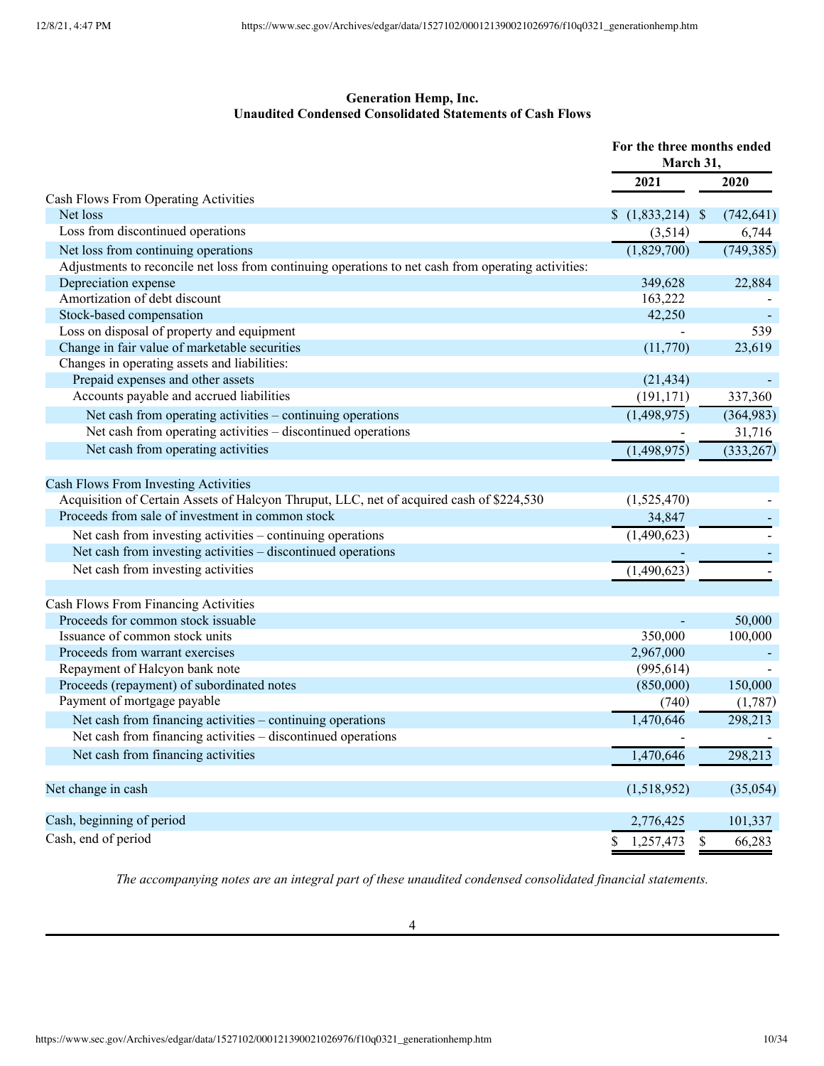# Generation Hemp, Inc.
## Unaudited Condensed Consolidated Statements of Cash Flows

| | For the three months ended March 31, | |
|---|---|---|
| | 2021 | 2020 |
| **Cash Flows From Operating Activities** | | |
| Net loss | $ (1,833,214) | $ (742,641) |
| Loss from discontinued operations | (3,514) | 6,744 |
| Net loss from continuing operations | (1,829,700) | (749,385) |
| Adjustments to reconcile net loss from continuing operations to net cash from operating activities: | | |
| Depreciation expense | 349,628 | 22,884 |
| Amortization of debt discount | 163,222 | - |
| Stock-based compensation | 42,250 | - |
| Loss on disposal of property and equipment | - | 539 |
| Change in fair value of marketable securities | (11,770) | 23,619 |
| Changes in operating assets and liabilities: | | |
| Prepaid expenses and other assets | (21,434) | - |
| Accounts payable and accrued liabilities | (191,171) | 337,360 |
| Net cash from operating activities – continuing operations | (1,498,975) | (364,983) |
| Net cash from operating activities – discontinued operations | - | 31,716 |
| Net cash from operating activities | (1,498,975) | (333,267) |
| | | |
| **Cash Flows From Investing Activities** | | |
| Acquisition of Certain Assets of Halcyon Thruput, LLC, net of acquired cash of $224,530 | (1,525,470) | - |
| Proceeds from sale of investment in common stock | 34,847 | - |
| Net cash from investing activities – continuing operations | (1,490,623) | - |
| Net cash from investing activities – discontinued operations | - | - |
| Net cash from investing activities | (1,490,623) | - |
| | | |
| **Cash Flows From Financing Activities** | | |
| Proceeds for common stock issuable | - | 50,000 |
| Issuance of common stock units | 350,000 | 100,000 |
| Proceeds from warrant exercises | 2,967,000 | - |
| Repayment of Halcyon bank note | (995,614) | - |
| Proceeds (repayment) of subordinated notes | (850,000) | 150,000 |
| Payment of mortgage payable | (740) | (1,787) |
| Net cash from financing activities – continuing operations | 1,470,646 | 298,213 |
| Net cash from financing activities – discontinued operations | - | - |
| Net cash from financing activities | 1,470,646 | 298,213 |
| | | |
| Net change in cash | (1,518,952) | (35,054) |
| | | |
| Cash, beginning of period | 2,776,425 | 101,337 |
| Cash, end of period | $ 1,257,473 | $ 66,283 |

*The accompanying notes are an integral part of these unaudited condensed consolidated financial statements.*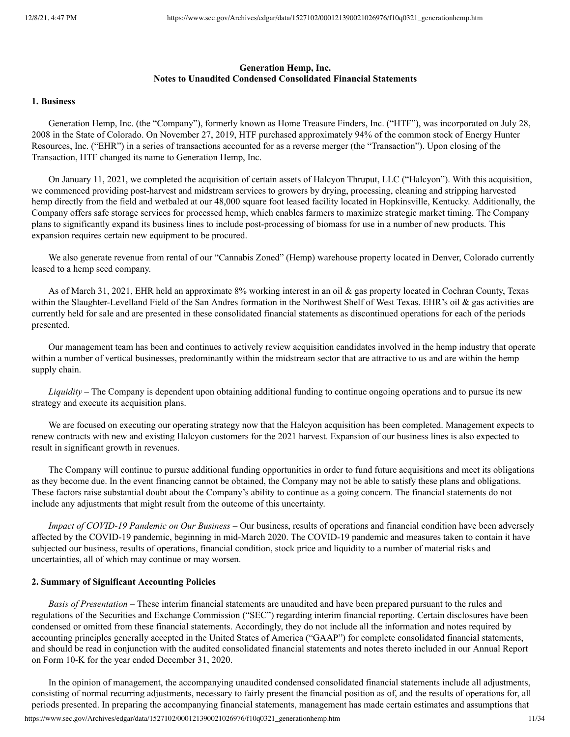**Generation Hemp, Inc.**
**Notes to Unaudited Condensed Consolidated Financial Statements**

## 1. Business

Generation Hemp, Inc. (the "Company"), formerly known as Home Treasure Finders, Inc. ("HTF"), was incorporated on July 28, 2008 in the State of Colorado. On November 27, 2019, HTF purchased approximately 94% of the common stock of Energy Hunter Resources, Inc. ("EHR") in a series of transactions accounted for as a reverse merger (the "Transaction"). Upon closing of the Transaction, HTF changed its name to Generation Hemp, Inc.

On January 11, 2021, we completed the acquisition of certain assets of Halcyon Thruput, LLC ("Halcyon"). With this acquisition, we commenced providing post-harvest and midstream services to growers by drying, processing, cleaning and stripping harvested hemp directly from the field and wetbaled at our 48,000 square foot leased facility located in Hopkinsville, Kentucky. Additionally, the Company offers safe storage services for processed hemp, which enables farmers to maximize strategic market timing. The Company plans to significantly expand its business lines to include post-processing of biomass for use in a number of new products. This expansion requires certain new equipment to be procured.

We also generate revenue from rental of our "Cannabis Zoned" (Hemp) warehouse property located in Denver, Colorado currently leased to a hemp seed company.

As of March 31, 2021, EHR held an approximate 8% working interest in an oil & gas property located in Cochran County, Texas within the Slaughter-Levelland Field of the San Andres formation in the Northwest Shelf of West Texas. EHR's oil & gas activities are currently held for sale and are presented in these consolidated financial statements as discontinued operations for each of the periods presented.

Our management team has been and continues to actively review acquisition candidates involved in the hemp industry that operate within a number of vertical businesses, predominantly within the midstream sector that are attractive to us and are within the hemp supply chain.

*Liquidity* – The Company is dependent upon obtaining additional funding to continue ongoing operations and to pursue its new strategy and execute its acquisition plans.

We are focused on executing our operating strategy now that the Halcyon acquisition has been completed. Management expects to renew contracts with new and existing Halcyon customers for the 2021 harvest. Expansion of our business lines is also expected to result in significant growth in revenues.

The Company will continue to pursue additional funding opportunities in order to fund future acquisitions and meet its obligations as they become due. In the event financing cannot be obtained, the Company may not be able to satisfy these plans and obligations. These factors raise substantial doubt about the Company's ability to continue as a going concern. The financial statements do not include any adjustments that might result from the outcome of this uncertainty.

*Impact of COVID-19 Pandemic on Our Business* – Our business, results of operations and financial condition have been adversely affected by the COVID-19 pandemic, beginning in mid-March 2020. The COVID-19 pandemic and measures taken to contain it have subjected our business, results of operations, financial condition, stock price and liquidity to a number of material risks and uncertainties, all of which may continue or may worsen.

## 2. Summary of Significant Accounting Policies

*Basis of Presentation* – These interim financial statements are unaudited and have been prepared pursuant to the rules and regulations of the Securities and Exchange Commission ("SEC") regarding interim financial reporting. Certain disclosures have been condensed or omitted from these financial statements. Accordingly, they do not include all the information and notes required by accounting principles generally accepted in the United States of America ("GAAP") for complete consolidated financial statements, and should be read in conjunction with the audited consolidated financial statements and notes thereto included in our Annual Report on Form 10-K for the year ended December 31, 2020.

In the opinion of management, the accompanying unaudited condensed consolidated financial statements include all adjustments, consisting of normal recurring adjustments, necessary to fairly present the financial position as of, and the results of operations for, all periods presented. In preparing the accompanying financial statements, management has made certain estimates and assumptions that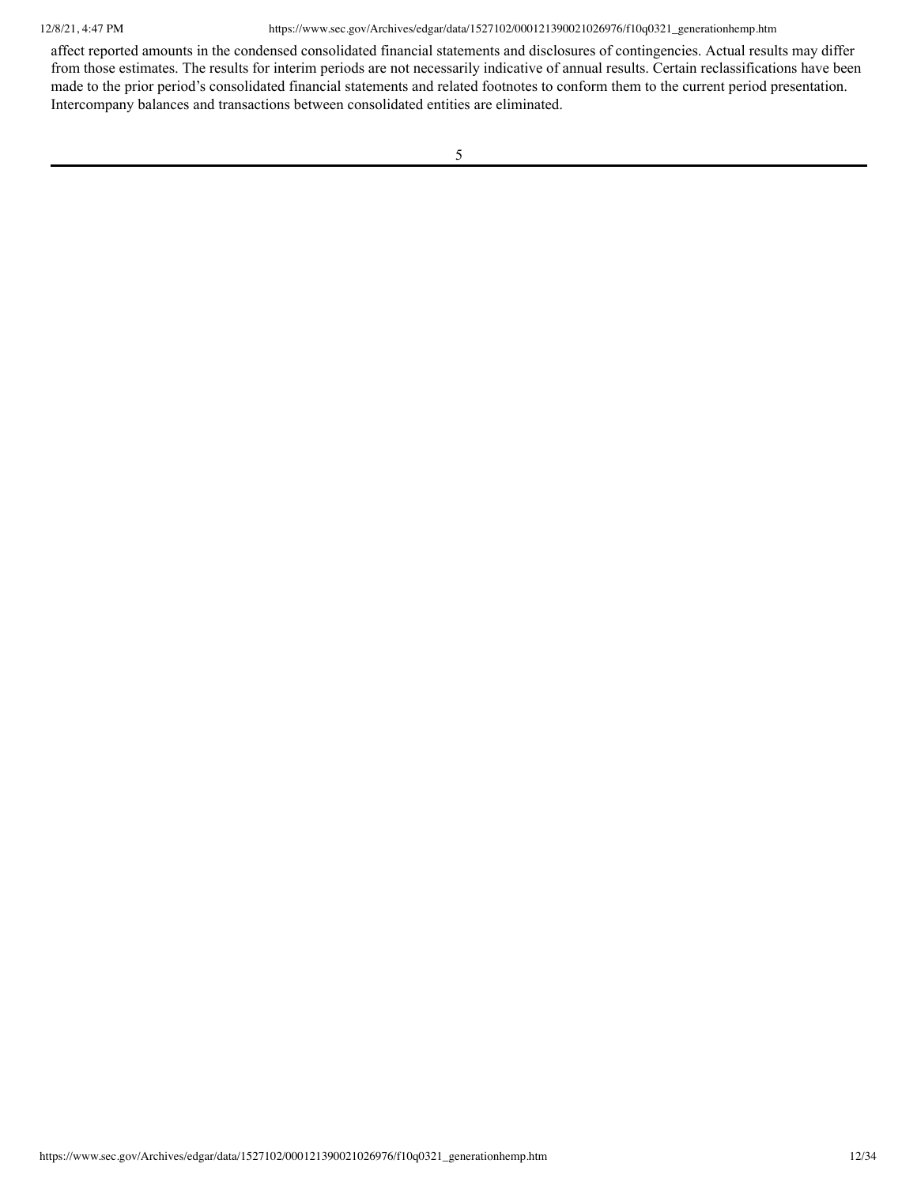affect reported amounts in the condensed consolidated financial statements and disclosures of contingencies. Actual results may differ from those estimates. The results for interim periods are not necessarily indicative of annual results. Certain reclassifications have been made to the prior period's consolidated financial statements and related footnotes to conform them to the current period presentation. Intercompany balances and transactions between consolidated entities are eliminated.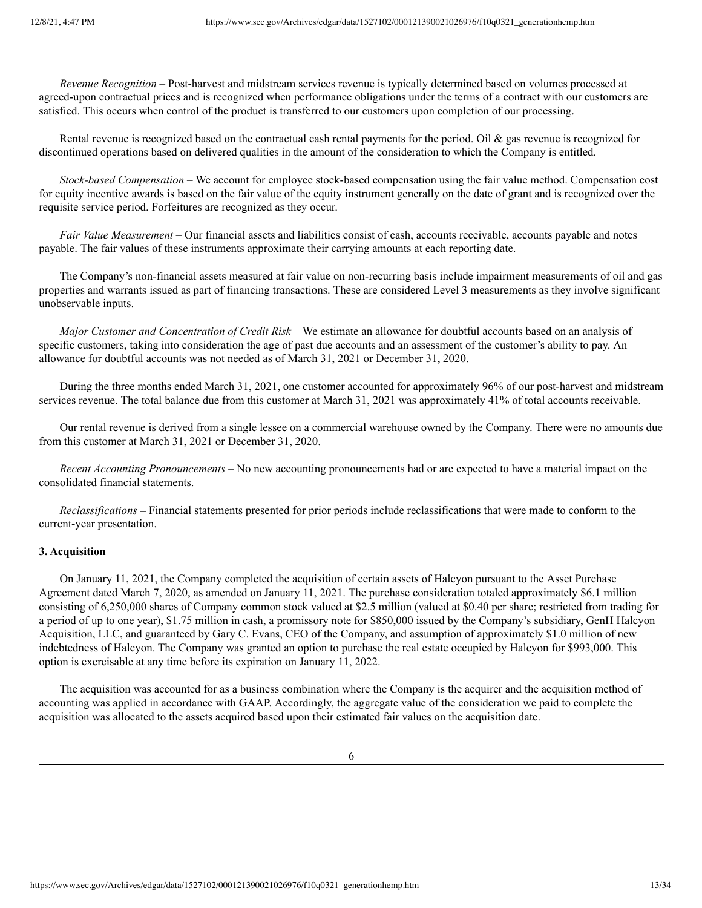*Revenue Recognition* – Post-harvest and midstream services revenue is typically determined based on volumes processed at agreed-upon contractual prices and is recognized when performance obligations under the terms of a contract with our customers are satisfied. This occurs when control of the product is transferred to our customers upon completion of our processing.

Rental revenue is recognized based on the contractual cash rental payments for the period. Oil & gas revenue is recognized for discontinued operations based on delivered qualities in the amount of the consideration to which the Company is entitled.

*Stock-based Compensation* – We account for employee stock-based compensation using the fair value method. Compensation cost for equity incentive awards is based on the fair value of the equity instrument generally on the date of grant and is recognized over the requisite service period. Forfeitures are recognized as they occur.

*Fair Value Measurement* – Our financial assets and liabilities consist of cash, accounts receivable, accounts payable and notes payable. The fair values of these instruments approximate their carrying amounts at each reporting date.

The Company's non-financial assets measured at fair value on non-recurring basis include impairment measurements of oil and gas properties and warrants issued as part of financing transactions. These are considered Level 3 measurements as they involve significant unobservable inputs.

*Major Customer and Concentration of Credit Risk* – We estimate an allowance for doubtful accounts based on an analysis of specific customers, taking into consideration the age of past due accounts and an assessment of the customer's ability to pay. An allowance for doubtful accounts was not needed as of March 31, 2021 or December 31, 2020.

During the three months ended March 31, 2021, one customer accounted for approximately 96% of our post-harvest and midstream services revenue. The total balance due from this customer at March 31, 2021 was approximately 41% of total accounts receivable.

Our rental revenue is derived from a single lessee on a commercial warehouse owned by the Company. There were no amounts due from this customer at March 31, 2021 or December 31, 2020.

*Recent Accounting Pronouncements* – No new accounting pronouncements had or are expected to have a material impact on the consolidated financial statements.

*Reclassifications* – Financial statements presented for prior periods include reclassifications that were made to conform to the current-year presentation.

**3. Acquisition**

On January 11, 2021, the Company completed the acquisition of certain assets of Halcyon pursuant to the Asset Purchase Agreement dated March 7, 2020, as amended on January 11, 2021. The purchase consideration totaled approximately $6.1 million consisting of 6,250,000 shares of Company common stock valued at $2.5 million (valued at $0.40 per share; restricted from trading for a period of up to one year), $1.75 million in cash, a promissory note for $850,000 issued by the Company's subsidiary, GenH Halcyon Acquisition, LLC, and guaranteed by Gary C. Evans, CEO of the Company, and assumption of approximately $1.0 million of new indebtedness of Halcyon. The Company was granted an option to purchase the real estate occupied by Halcyon for $993,000. This option is exercisable at any time before its expiration on January 11, 2022.

The acquisition was accounted for as a business combination where the Company is the acquirer and the acquisition method of accounting was applied in accordance with GAAP. Accordingly, the aggregate value of the consideration we paid to complete the acquisition was allocated to the assets acquired based upon their estimated fair values on the acquisition date.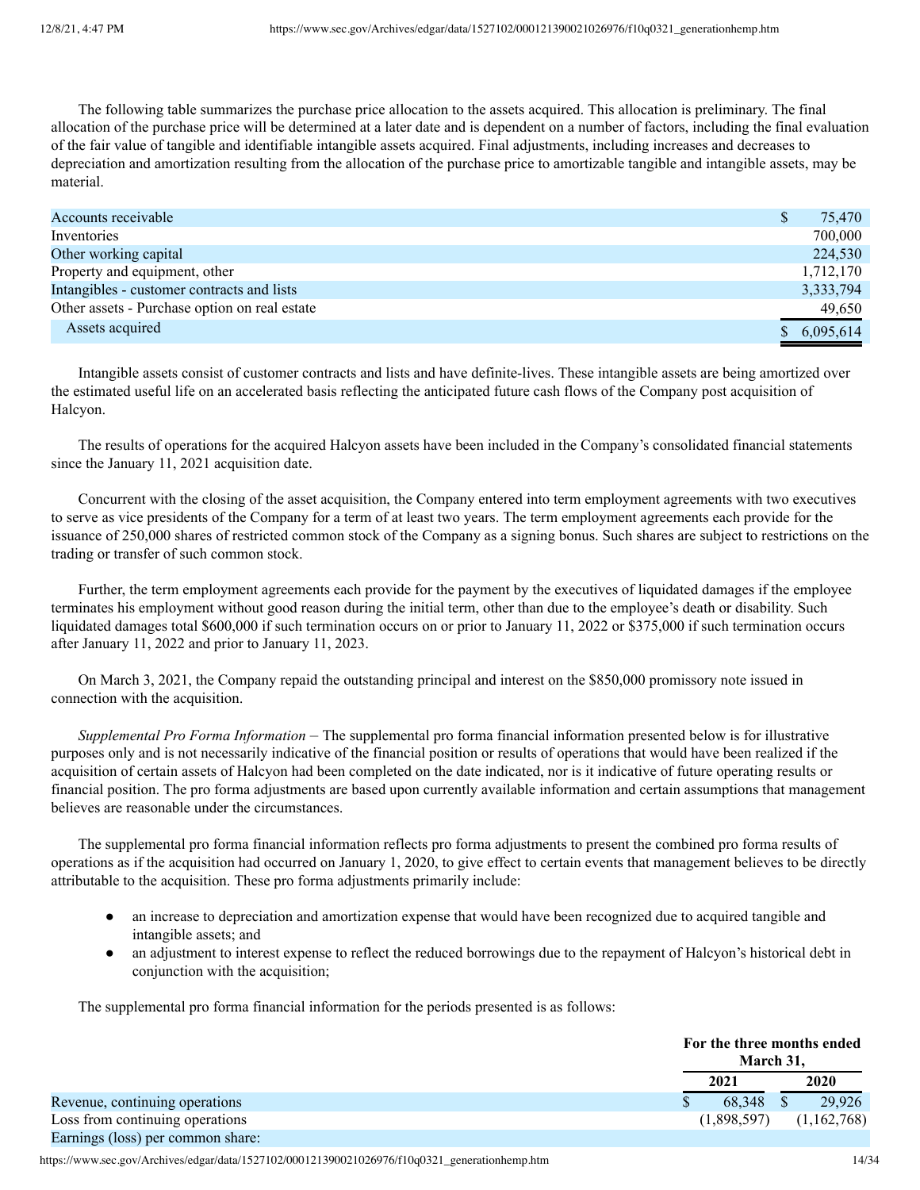The following table summarizes the purchase price allocation to the assets acquired. This allocation is preliminary. The final allocation of the purchase price will be determined at a later date and is dependent on a number of factors, including the final evaluation of the fair value of tangible and identifiable intangible assets acquired. Final adjustments, including increases and decreases to depreciation and amortization resulting from the allocation of the purchase price to amortizable tangible and intangible assets, may be material.

| | |
|---|---|
| Accounts receivable | $ 75,470 |
| Inventories | 700,000 |
| Other working capital | 224,530 |
| Property and equipment, other | 1,712,170 |
| Intangibles - customer contracts and lists | 3,333,794 |
| Other assets - Purchase option on real estate | 49,650 |
| Assets acquired | $ 6,095,614 |

Intangible assets consist of customer contracts and lists and have definite-lives. These intangible assets are being amortized over the estimated useful life on an accelerated basis reflecting the anticipated future cash flows of the Company post acquisition of Halcyon.

The results of operations for the acquired Halcyon assets have been included in the Company's consolidated financial statements since the January 11, 2021 acquisition date.

Concurrent with the closing of the asset acquisition, the Company entered into term employment agreements with two executives to serve as vice presidents of the Company for a term of at least two years. The term employment agreements each provide for the issuance of 250,000 shares of restricted common stock of the Company as a signing bonus. Such shares are subject to restrictions on the trading or transfer of such common stock.

Further, the term employment agreements each provide for the payment by the executives of liquidated damages if the employee terminates his employment without good reason during the initial term, other than due to the employee's death or disability. Such liquidated damages total $600,000 if such termination occurs on or prior to January 11, 2022 or $375,000 if such termination occurs after January 11, 2022 and prior to January 11, 2023.

On March 3, 2021, the Company repaid the outstanding principal and interest on the $850,000 promissory note issued in connection with the acquisition.

*Supplemental Pro Forma Information* – The supplemental pro forma financial information presented below is for illustrative purposes only and is not necessarily indicative of the financial position or results of operations that would have been realized if the acquisition of certain assets of Halcyon had been completed on the date indicated, nor is it indicative of future operating results or financial position. The pro forma adjustments are based upon currently available information and certain assumptions that management believes are reasonable under the circumstances.

The supplemental pro forma financial information reflects pro forma adjustments to present the combined pro forma results of operations as if the acquisition had occurred on January 1, 2020, to give effect to certain events that management believes to be directly attributable to the acquisition. These pro forma adjustments primarily include:

- an increase to depreciation and amortization expense that would have been recognized due to acquired tangible and intangible assets; and
- an adjustment to interest expense to reflect the reduced borrowings due to the repayment of Halcyon's historical debt in conjunction with the acquisition;

The supplemental pro forma financial information for the periods presented is as follows:

| | For the three months ended March 31, | |
|---|---|---|
| | **2021** | **2020** |
| Revenue, continuing operations | $ 68,348 | $ 29,926 |
| Loss from continuing operations | (1,898,597) | (1,162,768) |
| Earnings (loss) per common share: | | |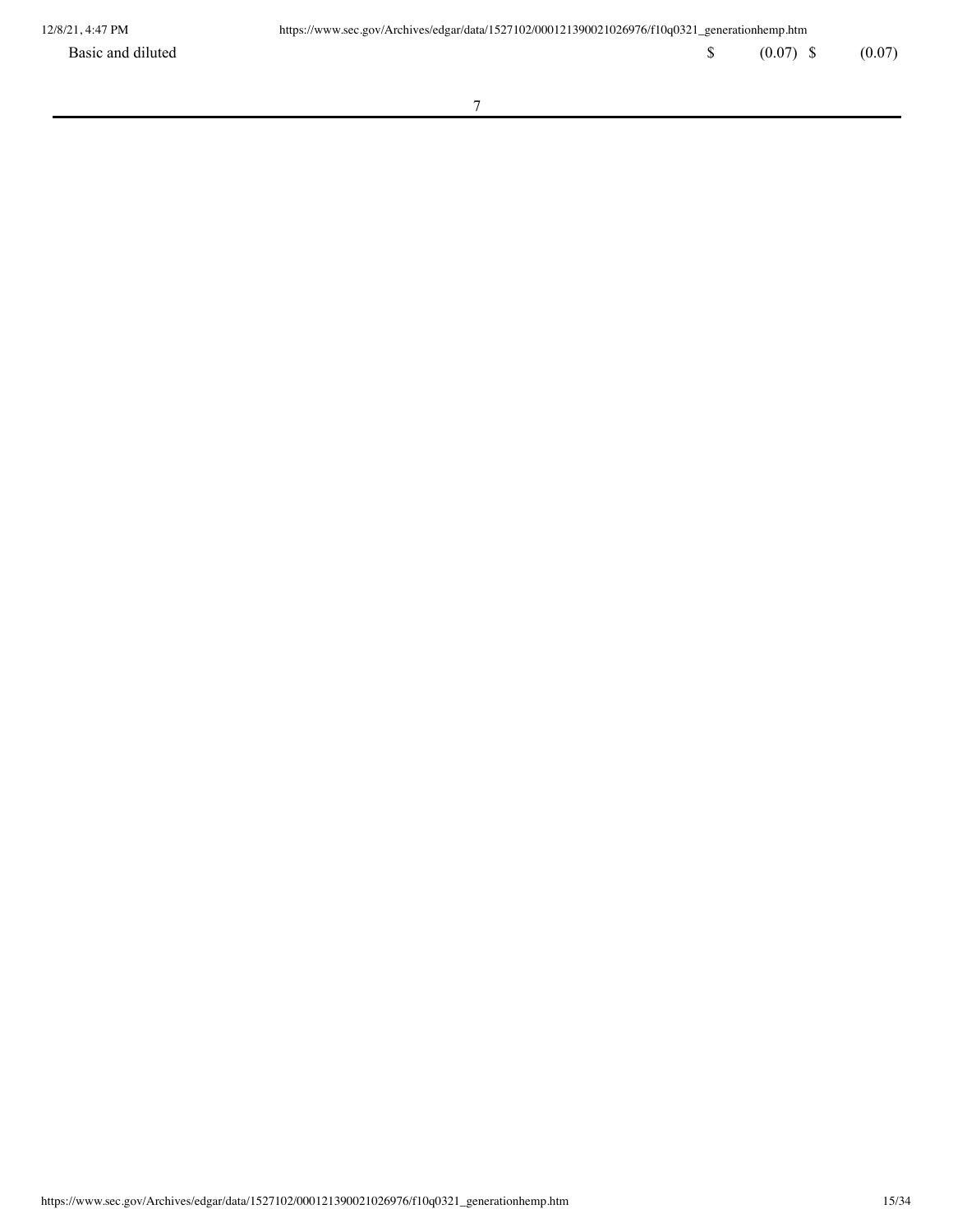| | | |
|---|---|---|
| Basic and diluted | $ (0.07) | $ (0.07) |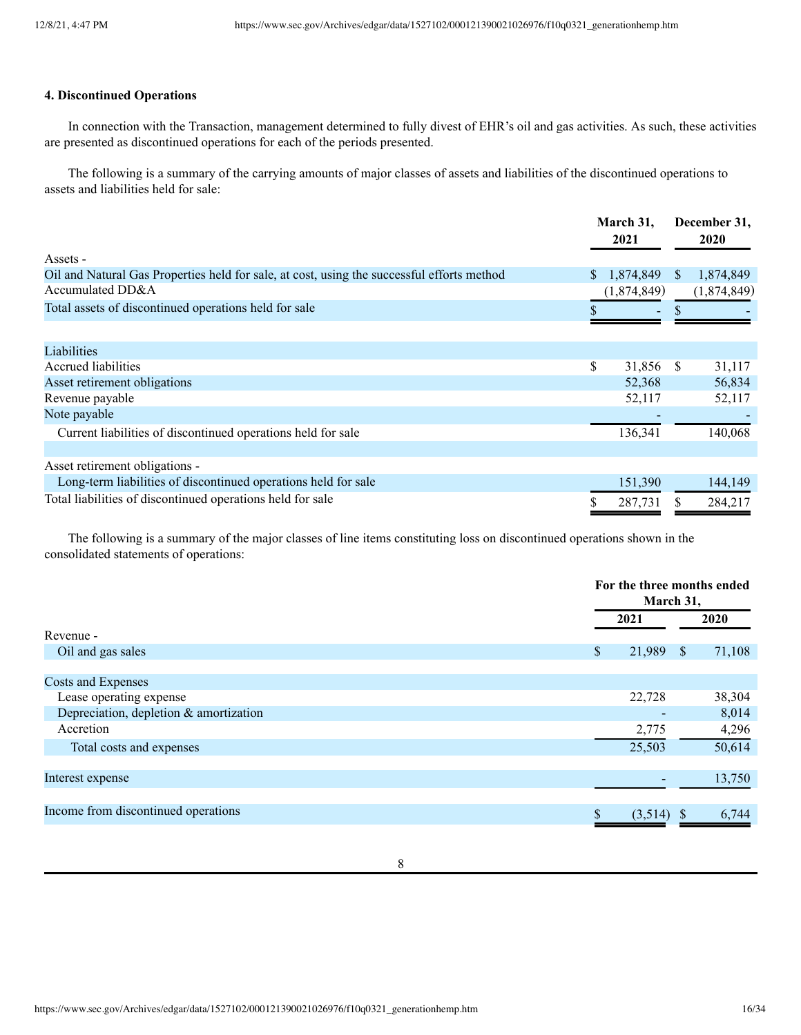### 4. Discontinued Operations

In connection with the Transaction, management determined to fully divest of EHR's oil and gas activities. As such, these activities are presented as discontinued operations for each of the periods presented.

The following is a summary of the carrying amounts of major classes of assets and liabilities of the discontinued operations to assets and liabilities held for sale:

| | March 31, 2021 | December 31, 2020 |
|---|---|---|
| Assets - | | |
| Oil and Natural Gas Properties held for sale, at cost, using the successful efforts method | $ 1,874,849 | $ 1,874,849 |
| Accumulated DD&A | (1,874,849) | (1,874,849) |
| Total assets of discontinued operations held for sale | $ - | $ - |
| | | |
| Liabilities | | |
| Accrued liabilities | $ 31,856 | $ 31,117 |
| Asset retirement obligations | 52,368 | 56,834 |
| Revenue payable | 52,117 | 52,117 |
| Note payable | - | - |
| Current liabilities of discontinued operations held for sale | 136,341 | 140,068 |
| | | |
| Asset retirement obligations - | | |
| Long-term liabilities of discontinued operations held for sale | 151,390 | 144,149 |
| Total liabilities of discontinued operations held for sale | $ 287,731 | $ 284,217 |

The following is a summary of the major classes of line items constituting loss on discontinued operations shown in the consolidated statements of operations:

| | For the three months ended March 31, | |
|---|---|---|
| | 2021 | 2020 |
| Revenue - | | |
| Oil and gas sales | $ 21,989 | $ 71,108 |
| | | |
| Costs and Expenses | | |
| Lease operating expense | 22,728 | 38,304 |
| Depreciation, depletion & amortization | - | 8,014 |
| Accretion | 2,775 | 4,296 |
| Total costs and expenses | 25,503 | 50,614 |
| | | |
| Interest expense | - | 13,750 |
| | | |
| Income from discontinued operations | $ (3,514) | $ 6,744 |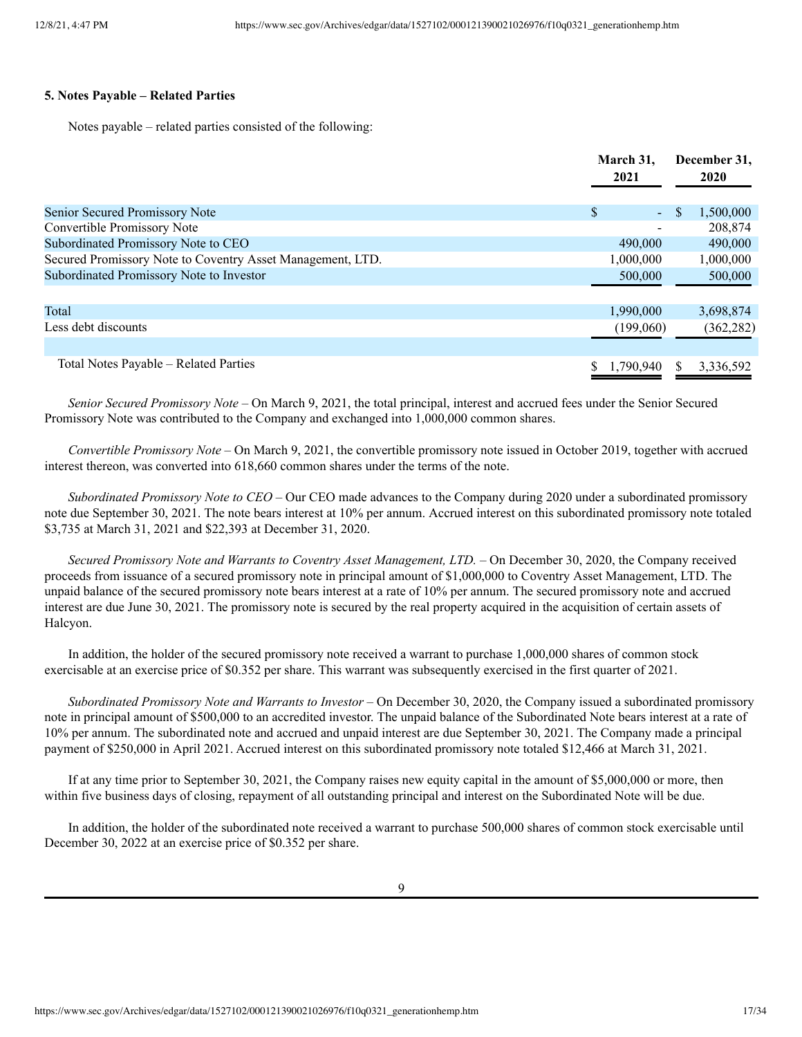**5. Notes Payable – Related Parties**

Notes payable – related parties consisted of the following:

| | March 31, 2021 | December 31, 2020 |
|---|---|---|
| Senior Secured Promissory Note | $ - | $ 1,500,000 |
| Convertible Promissory Note | - | 208,874 |
| Subordinated Promissory Note to CEO | 490,000 | 490,000 |
| Secured Promissory Note to Coventry Asset Management, LTD. | 1,000,000 | 1,000,000 |
| Subordinated Promissory Note to Investor | 500,000 | 500,000 |
| Total | 1,990,000 | 3,698,874 |
| Less debt discounts | (199,060) | (362,282) |
| Total Notes Payable – Related Parties | $ 1,790,940 | $ 3,336,592 |

*Senior Secured Promissory Note* – On March 9, 2021, the total principal, interest and accrued fees under the Senior Secured Promissory Note was contributed to the Company and exchanged into 1,000,000 common shares.

*Convertible Promissory Note* – On March 9, 2021, the convertible promissory note issued in October 2019, together with accrued interest thereon, was converted into 618,660 common shares under the terms of the note.

*Subordinated Promissory Note to CEO* – Our CEO made advances to the Company during 2020 under a subordinated promissory note due September 30, 2021. The note bears interest at 10% per annum. Accrued interest on this subordinated promissory note totaled $3,735 at March 31, 2021 and $22,393 at December 31, 2020.

*Secured Promissory Note and Warrants to Coventry Asset Management, LTD.* – On December 30, 2020, the Company received proceeds from issuance of a secured promissory note in principal amount of $1,000,000 to Coventry Asset Management, LTD. The unpaid balance of the secured promissory note bears interest at a rate of 10% per annum. The secured promissory note and accrued interest are due June 30, 2021. The promissory note is secured by the real property acquired in the acquisition of certain assets of Halcyon.

In addition, the holder of the secured promissory note received a warrant to purchase 1,000,000 shares of common stock exercisable at an exercise price of $0.352 per share. This warrant was subsequently exercised in the first quarter of 2021.

*Subordinated Promissory Note and Warrants to Investor* – On December 30, 2020, the Company issued a subordinated promissory note in principal amount of $500,000 to an accredited investor. The unpaid balance of the Subordinated Note bears interest at a rate of 10% per annum. The subordinated note and accrued and unpaid interest are due September 30, 2021. The Company made a principal payment of $250,000 in April 2021. Accrued interest on this subordinated promissory note totaled $12,466 at March 31, 2021.

If at any time prior to September 30, 2021, the Company raises new equity capital in the amount of $5,000,000 or more, then within five business days of closing, repayment of all outstanding principal and interest on the Subordinated Note will be due.

In addition, the holder of the subordinated note received a warrant to purchase 500,000 shares of common stock exercisable until December 30, 2022 at an exercise price of $0.352 per share.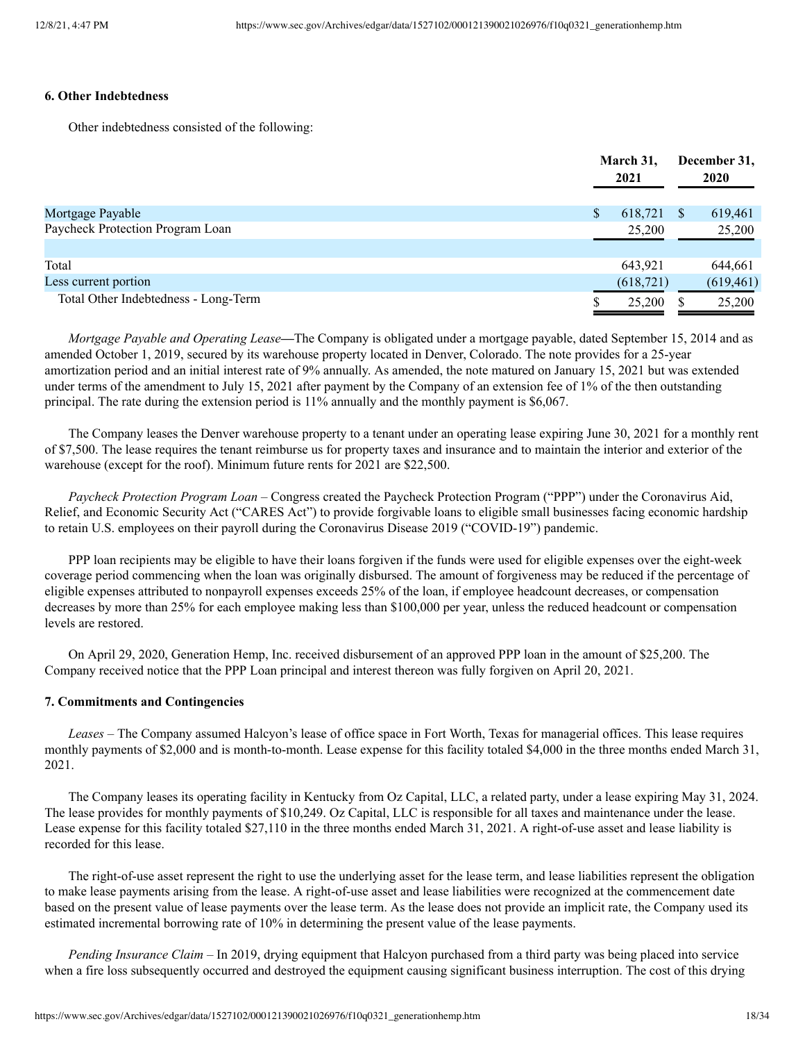### 6. Other Indebtedness

Other indebtedness consisted of the following:

| | March 31, 2021 | December 31, 2020 |
|---|---|---|
| Mortgage Payable | $ 618,721 | $ 619,461 |
| Paycheck Protection Program Loan | 25,200 | 25,200 |
| | | |
| Total | 643,921 | 644,661 |
| Less current portion | (618,721) | (619,461) |
| Total Other Indebtedness - Long-Term | $ 25,200 | $ 25,200 |

*Mortgage Payable and Operating Lease*—The Company is obligated under a mortgage payable, dated September 15, 2014 and as amended October 1, 2019, secured by its warehouse property located in Denver, Colorado. The note provides for a 25-year amortization period and an initial interest rate of 9% annually. As amended, the note matured on January 15, 2021 but was extended under terms of the amendment to July 15, 2021 after payment by the Company of an extension fee of 1% of the then outstanding principal. The rate during the extension period is 11% annually and the monthly payment is $6,067.

The Company leases the Denver warehouse property to a tenant under an operating lease expiring June 30, 2021 for a monthly rent of $7,500. The lease requires the tenant reimburse us for property taxes and insurance and to maintain the interior and exterior of the warehouse (except for the roof). Minimum future rents for 2021 are $22,500.

*Paycheck Protection Program Loan* – Congress created the Paycheck Protection Program ("PPP") under the Coronavirus Aid, Relief, and Economic Security Act ("CARES Act") to provide forgivable loans to eligible small businesses facing economic hardship to retain U.S. employees on their payroll during the Coronavirus Disease 2019 ("COVID-19") pandemic.

PPP loan recipients may be eligible to have their loans forgiven if the funds were used for eligible expenses over the eight-week coverage period commencing when the loan was originally disbursed. The amount of forgiveness may be reduced if the percentage of eligible expenses attributed to nonpayroll expenses exceeds 25% of the loan, if employee headcount decreases, or compensation decreases by more than 25% for each employee making less than $100,000 per year, unless the reduced headcount or compensation levels are restored.

On April 29, 2020, Generation Hemp, Inc. received disbursement of an approved PPP loan in the amount of $25,200. The Company received notice that the PPP Loan principal and interest thereon was fully forgiven on April 20, 2021.

### 7. Commitments and Contingencies

*Leases* – The Company assumed Halcyon's lease of office space in Fort Worth, Texas for managerial offices. This lease requires monthly payments of $2,000 and is month-to-month. Lease expense for this facility totaled $4,000 in the three months ended March 31, 2021.

The Company leases its operating facility in Kentucky from Oz Capital, LLC, a related party, under a lease expiring May 31, 2024. The lease provides for monthly payments of $10,249. Oz Capital, LLC is responsible for all taxes and maintenance under the lease. Lease expense for this facility totaled $27,110 in the three months ended March 31, 2021. A right-of-use asset and lease liability is recorded for this lease.

The right-of-use asset represent the right to use the underlying asset for the lease term, and lease liabilities represent the obligation to make lease payments arising from the lease. A right-of-use asset and lease liabilities were recognized at the commencement date based on the present value of lease payments over the lease term. As the lease does not provide an implicit rate, the Company used its estimated incremental borrowing rate of 10% in determining the present value of the lease payments.

*Pending Insurance Claim* – In 2019, drying equipment that Halcyon purchased from a third party was being placed into service when a fire loss subsequently occurred and destroyed the equipment causing significant business interruption. The cost of this drying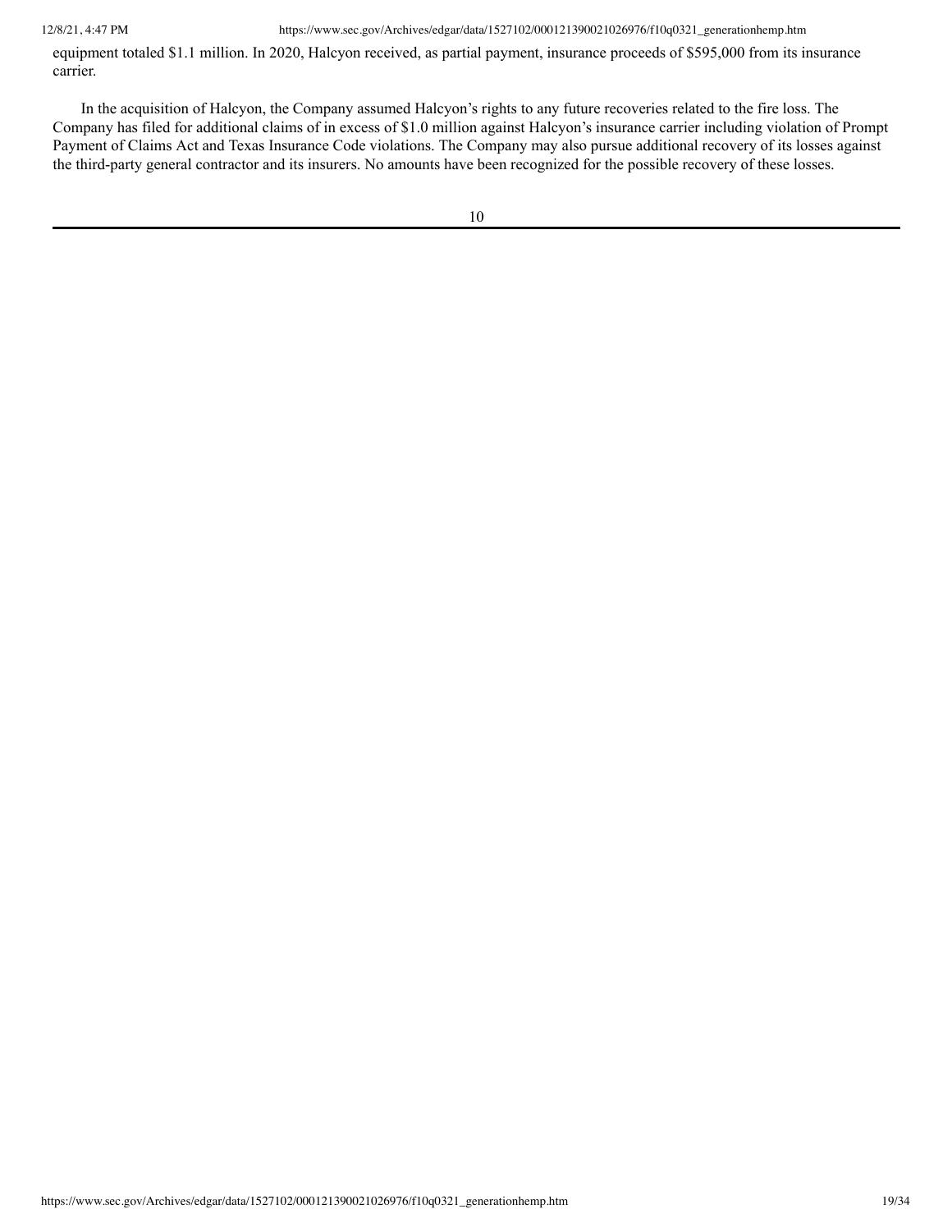equipment totaled $1.1 million. In 2020, Halcyon received, as partial payment, insurance proceeds of $595,000 from its insurance carrier.

In the acquisition of Halcyon, the Company assumed Halcyon's rights to any future recoveries related to the fire loss. The Company has filed for additional claims of in excess of $1.0 million against Halcyon's insurance carrier including violation of Prompt Payment of Claims Act and Texas Insurance Code violations. The Company may also pursue additional recovery of its losses against the third-party general contractor and its insurers. No amounts have been recognized for the possible recovery of these losses.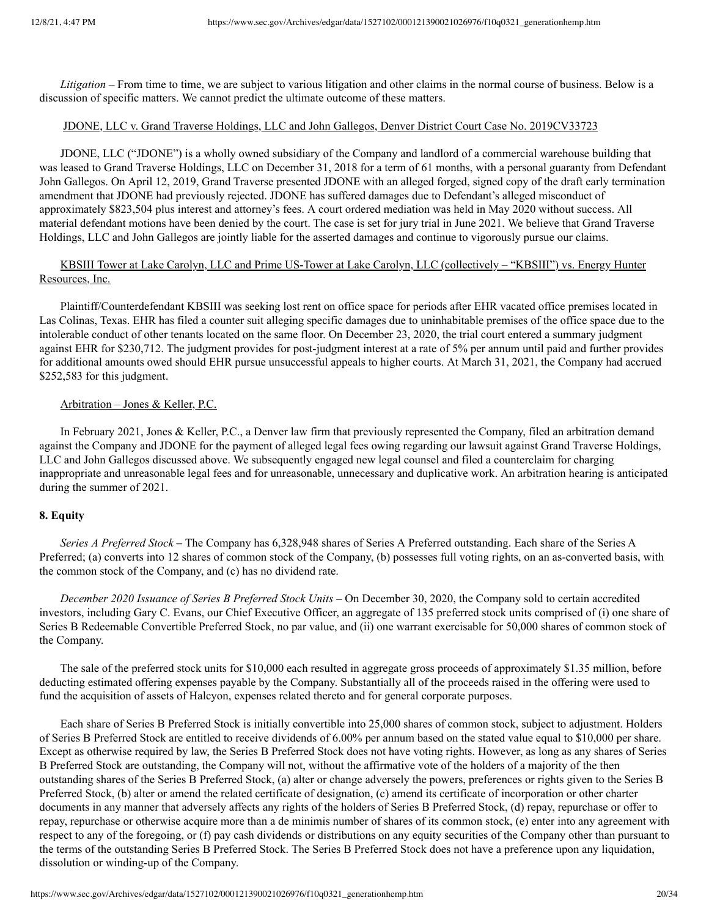*Litigation* – From time to time, we are subject to various litigation and other claims in the normal course of business. Below is a discussion of specific matters. We cannot predict the ultimate outcome of these matters.

<u>JDONE, LLC v. Grand Traverse Holdings, LLC and John Gallegos, Denver District Court Case No. 2019CV33723</u>

JDONE, LLC ("JDONE") is a wholly owned subsidiary of the Company and landlord of a commercial warehouse building that was leased to Grand Traverse Holdings, LLC on December 31, 2018 for a term of 61 months, with a personal guaranty from Defendant John Gallegos. On April 12, 2019, Grand Traverse presented JDONE with an alleged forged, signed copy of the draft early termination amendment that JDONE had previously rejected. JDONE has suffered damages due to Defendant's alleged misconduct of approximately $823,504 plus interest and attorney's fees. A court ordered mediation was held in May 2020 without success. All material defendant motions have been denied by the court. The case is set for jury trial in June 2021. We believe that Grand Traverse Holdings, LLC and John Gallegos are jointly liable for the asserted damages and continue to vigorously pursue our claims.

<u>KBSIII Tower at Lake Carolyn, LLC and Prime US-Tower at Lake Carolyn, LLC (collectively – "KBSIII") vs. Energy Hunter Resources, Inc.</u>

Plaintiff/Counterdefendant KBSIII was seeking lost rent on office space for periods after EHR vacated office premises located in Las Colinas, Texas. EHR has filed a counter suit alleging specific damages due to uninhabitable premises of the office space due to the intolerable conduct of other tenants located on the same floor. On December 23, 2020, the trial court entered a summary judgment against EHR for $230,712. The judgment provides for post-judgment interest at a rate of 5% per annum until paid and further provides for additional amounts owed should EHR pursue unsuccessful appeals to higher courts. At March 31, 2021, the Company had accrued $252,583 for this judgment.

<u>Arbitration – Jones & Keller, P.C.</u>

In February 2021, Jones & Keller, P.C., a Denver law firm that previously represented the Company, filed an arbitration demand against the Company and JDONE for the payment of alleged legal fees owing regarding our lawsuit against Grand Traverse Holdings, LLC and John Gallegos discussed above. We subsequently engaged new legal counsel and filed a counterclaim for charging inappropriate and unreasonable legal fees and for unreasonable, unnecessary and duplicative work. An arbitration hearing is anticipated during the summer of 2021.

**8. Equity**

*Series A Preferred Stock* **–** The Company has 6,328,948 shares of Series A Preferred outstanding. Each share of the Series A Preferred; (a) converts into 12 shares of common stock of the Company, (b) possesses full voting rights, on an as-converted basis, with the common stock of the Company, and (c) has no dividend rate.

*December 2020 Issuance of Series B Preferred Stock Units* – On December 30, 2020, the Company sold to certain accredited investors, including Gary C. Evans, our Chief Executive Officer, an aggregate of 135 preferred stock units comprised of (i) one share of Series B Redeemable Convertible Preferred Stock, no par value, and (ii) one warrant exercisable for 50,000 shares of common stock of the Company.

The sale of the preferred stock units for $10,000 each resulted in aggregate gross proceeds of approximately $1.35 million, before deducting estimated offering expenses payable by the Company. Substantially all of the proceeds raised in the offering were used to fund the acquisition of assets of Halcyon, expenses related thereto and for general corporate purposes.

Each share of Series B Preferred Stock is initially convertible into 25,000 shares of common stock, subject to adjustment. Holders of Series B Preferred Stock are entitled to receive dividends of 6.00% per annum based on the stated value equal to $10,000 per share. Except as otherwise required by law, the Series B Preferred Stock does not have voting rights. However, as long as any shares of Series B Preferred Stock are outstanding, the Company will not, without the affirmative vote of the holders of a majority of the then outstanding shares of the Series B Preferred Stock, (a) alter or change adversely the powers, preferences or rights given to the Series B Preferred Stock, (b) alter or amend the related certificate of designation, (c) amend its certificate of incorporation or other charter documents in any manner that adversely affects any rights of the holders of Series B Preferred Stock, (d) repay, repurchase or offer to repay, repurchase or otherwise acquire more than a de minimis number of shares of its common stock, (e) enter into any agreement with respect to any of the foregoing, or (f) pay cash dividends or distributions on any equity securities of the Company other than pursuant to the terms of the outstanding Series B Preferred Stock. The Series B Preferred Stock does not have a preference upon any liquidation, dissolution or winding-up of the Company.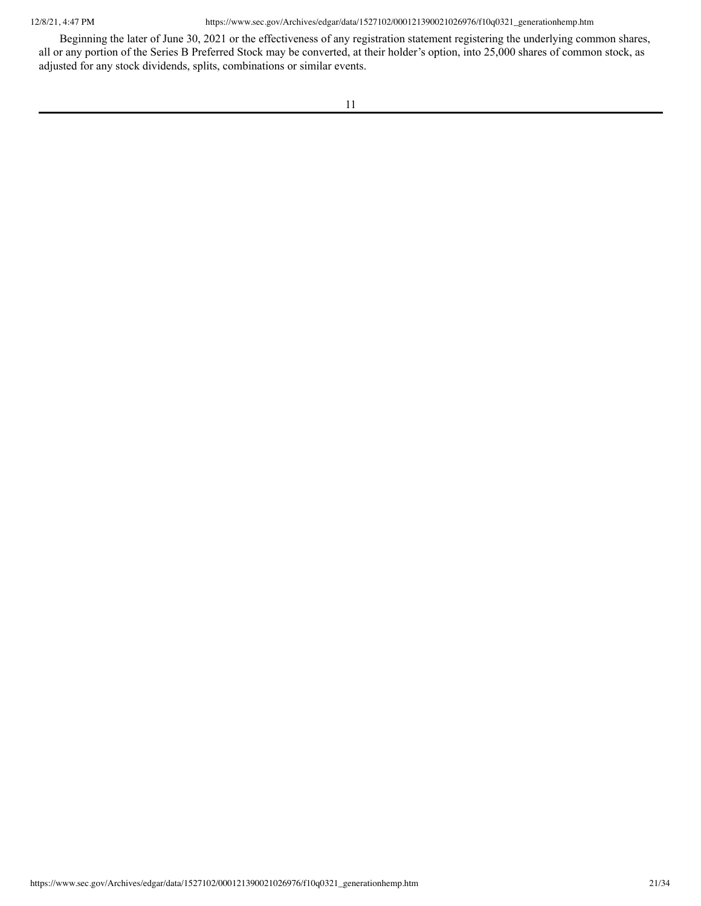Beginning the later of June 30, 2021 or the effectiveness of any registration statement registering the underlying common shares, all or any portion of the Series B Preferred Stock may be converted, at their holder's option, into 25,000 shares of common stock, as adjusted for any stock dividends, splits, combinations or similar events.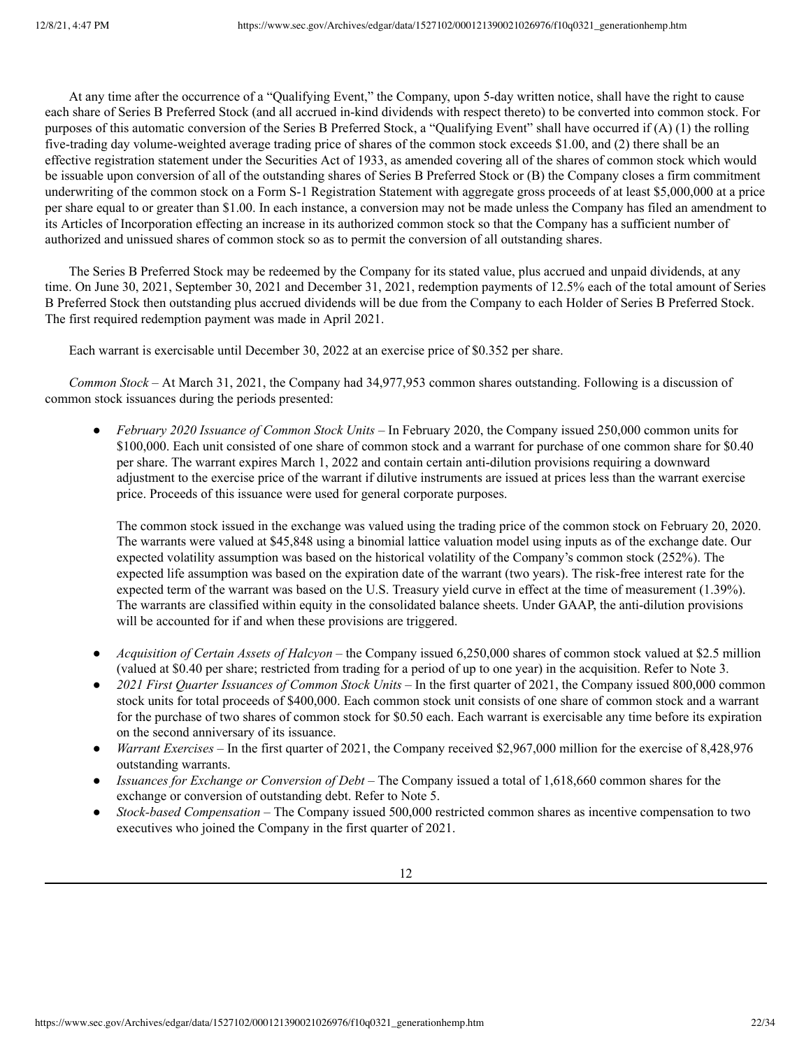At any time after the occurrence of a "Qualifying Event," the Company, upon 5-day written notice, shall have the right to cause each share of Series B Preferred Stock (and all accrued in-kind dividends with respect thereto) to be converted into common stock. For purposes of this automatic conversion of the Series B Preferred Stock, a "Qualifying Event" shall have occurred if (A) (1) the rolling five-trading day volume-weighted average trading price of shares of the common stock exceeds $1.00, and (2) there shall be an effective registration statement under the Securities Act of 1933, as amended covering all of the shares of common stock which would be issuable upon conversion of all of the outstanding shares of Series B Preferred Stock or (B) the Company closes a firm commitment underwriting of the common stock on a Form S-1 Registration Statement with aggregate gross proceeds of at least $5,000,000 at a price per share equal to or greater than $1.00. In each instance, a conversion may not be made unless the Company has filed an amendment to its Articles of Incorporation effecting an increase in its authorized common stock so that the Company has a sufficient number of authorized and unissued shares of common stock so as to permit the conversion of all outstanding shares.

The Series B Preferred Stock may be redeemed by the Company for its stated value, plus accrued and unpaid dividends, at any time. On June 30, 2021, September 30, 2021 and December 31, 2021, redemption payments of 12.5% each of the total amount of Series B Preferred Stock then outstanding plus accrued dividends will be due from the Company to each Holder of Series B Preferred Stock. The first required redemption payment was made in April 2021.

Each warrant is exercisable until December 30, 2022 at an exercise price of $0.352 per share.

*Common Stock* – At March 31, 2021, the Company had 34,977,953 common shares outstanding. Following is a discussion of common stock issuances during the periods presented:

- *February 2020 Issuance of Common Stock Units* – In February 2020, the Company issued 250,000 common units for $100,000. Each unit consisted of one share of common stock and a warrant for purchase of one common share for $0.40 per share. The warrant expires March 1, 2022 and contain certain anti-dilution provisions requiring a downward adjustment to the exercise price of the warrant if dilutive instruments are issued at prices less than the warrant exercise price. Proceeds of this issuance were used for general corporate purposes.

  The common stock issued in the exchange was valued using the trading price of the common stock on February 20, 2020. The warrants were valued at $45,848 using a binomial lattice valuation model using inputs as of the exchange date. Our expected volatility assumption was based on the historical volatility of the Company's common stock (252%). The expected life assumption was based on the expiration date of the warrant (two years). The risk-free interest rate for the expected term of the warrant was based on the U.S. Treasury yield curve in effect at the time of measurement (1.39%). The warrants are classified within equity in the consolidated balance sheets. Under GAAP, the anti-dilution provisions will be accounted for if and when these provisions are triggered.

- *Acquisition of Certain Assets of Halcyon* – the Company issued 6,250,000 shares of common stock valued at $2.5 million (valued at $0.40 per share; restricted from trading for a period of up to one year) in the acquisition. Refer to Note 3.
- *2021 First Quarter Issuances of Common Stock Units* – In the first quarter of 2021, the Company issued 800,000 common stock units for total proceeds of $400,000. Each common stock unit consists of one share of common stock and a warrant for the purchase of two shares of common stock for $0.50 each. Each warrant is exercisable any time before its expiration on the second anniversary of its issuance.
- *Warrant Exercises* – In the first quarter of 2021, the Company received $2,967,000 million for the exercise of 8,428,976 outstanding warrants.
- *Issuances for Exchange or Conversion of Debt* – The Company issued a total of 1,618,660 common shares for the exchange or conversion of outstanding debt. Refer to Note 5.
- *Stock-based Compensation* – The Company issued 500,000 restricted common shares as incentive compensation to two executives who joined the Company in the first quarter of 2021.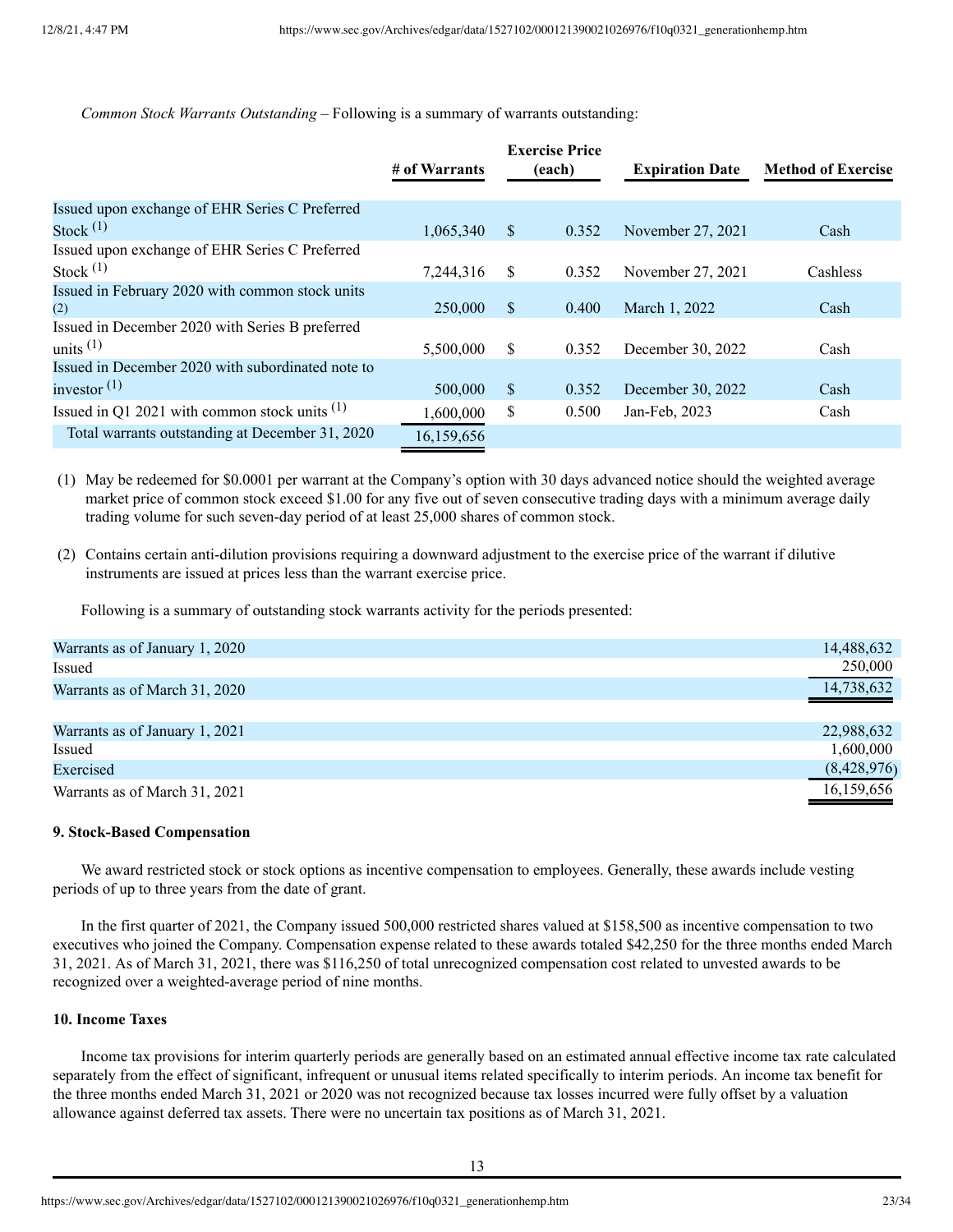*Common Stock Warrants Outstanding* – Following is a summary of warrants outstanding:

| | # of Warrants | Exercise Price (each) | Expiration Date | Method of Exercise |
|---|---|---|---|---|
| Issued upon exchange of EHR Series C Preferred Stock [1] | 1,065,340 | $ 0.352 | November 27, 2021 | Cash |
| Issued upon exchange of EHR Series C Preferred Stock [1] | 7,244,316 | $ 0.352 | November 27, 2021 | Cashless |
| Issued in February 2020 with common stock units [2] | 250,000 | $ 0.400 | March 1, 2022 | Cash |
| Issued in December 2020 with Series B preferred units [1] | 5,500,000 | $ 0.352 | December 30, 2022 | Cash |
| Issued in December 2020 with subordinated note to investor [1] | 500,000 | $ 0.352 | December 30, 2022 | Cash |
| Issued in Q1 2021 with common stock units [1] | 1,600,000 | $ 0.500 | Jan-Feb, 2023 | Cash |
| Total warrants outstanding at December 31, 2020 | 16,159,656 | | | |

(1) May be redeemed for $0.0001 per warrant at the Company's option with 30 days advanced notice should the weighted average market price of common stock exceed $1.00 for any five out of seven consecutive trading days with a minimum average daily trading volume for such seven-day period of at least 25,000 shares of common stock.

(2) Contains certain anti-dilution provisions requiring a downward adjustment to the exercise price of the warrant if dilutive instruments are issued at prices less than the warrant exercise price.

Following is a summary of outstanding stock warrants activity for the periods presented:

| | |
|---|---|
| Warrants as of January 1, 2020 | 14,488,632 |
| Issued | 250,000 |
| Warrants as of March 31, 2020 | 14,738,632 |
| | |
| Warrants as of January 1, 2021 | 22,988,632 |
| Issued | 1,600,000 |
| Exercised | (8,428,976) |
| Warrants as of March 31, 2021 | 16,159,656 |

**9. Stock-Based Compensation**

We award restricted stock or stock options as incentive compensation to employees. Generally, these awards include vesting periods of up to three years from the date of grant.

In the first quarter of 2021, the Company issued 500,000 restricted shares valued at $158,500 as incentive compensation to two executives who joined the Company. Compensation expense related to these awards totaled $42,250 for the three months ended March 31, 2021. As of March 31, 2021, there was $116,250 of total unrecognized compensation cost related to unvested awards to be recognized over a weighted-average period of nine months.

**10. Income Taxes**

Income tax provisions for interim quarterly periods are generally based on an estimated annual effective income tax rate calculated separately from the effect of significant, infrequent or unusual items related specifically to interim periods. An income tax benefit for the three months ended March 31, 2021 or 2020 was not recognized because tax losses incurred were fully offset by a valuation allowance against deferred tax assets. There were no uncertain tax positions as of March 31, 2021.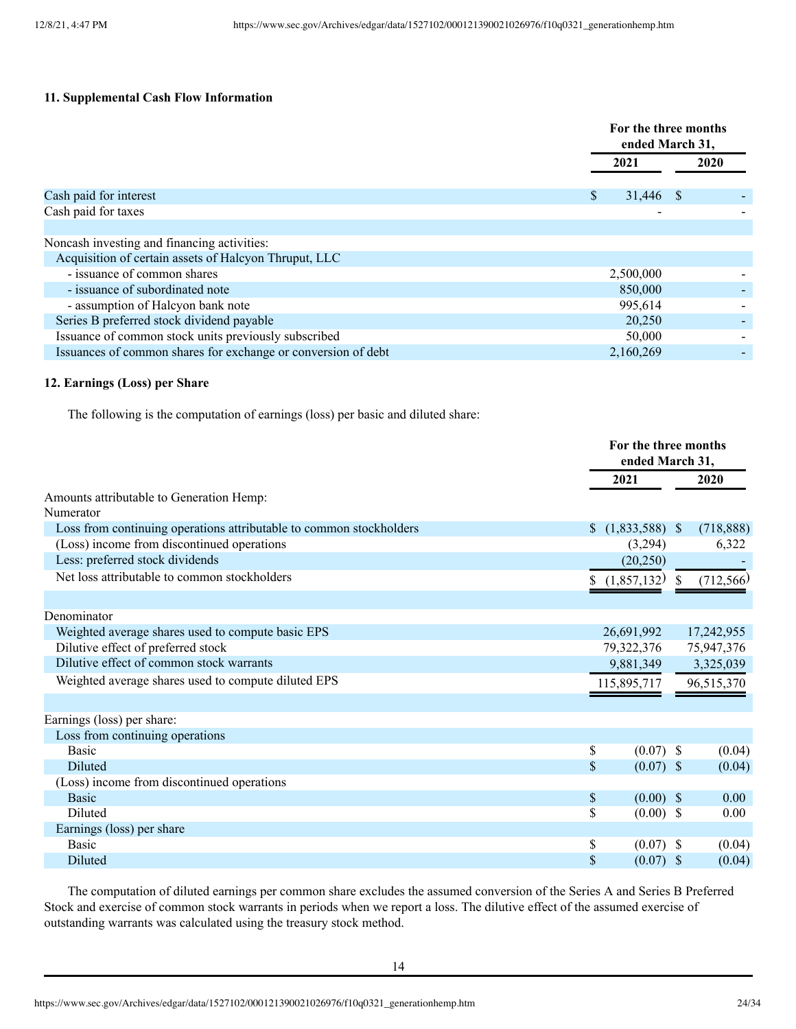### 11. Supplemental Cash Flow Information

| | For the three months ended March 31, | |
|---|---|---|
| | 2021 | 2020 |
| Cash paid for interest | $ 31,446 | $ - |
| Cash paid for taxes | - | - |
| | | |
| Noncash investing and financing activities: | | |
| Acquisition of certain assets of Halcyon Thruput, LLC | | |
| - issuance of common shares | 2,500,000 | - |
| - issuance of subordinated note | 850,000 | - |
| - assumption of Halcyon bank note | 995,614 | - |
| Series B preferred stock dividend payable | 20,250 | - |
| Issuance of common stock units previously subscribed | 50,000 | - |
| Issuances of common shares for exchange or conversion of debt | 2,160,269 | - |

### 12. Earnings (Loss) per Share

The following is the computation of earnings (loss) per basic and diluted share:

| | For the three months ended March 31, | |
|---|---|---|
| | 2021 | 2020 |
| Amounts attributable to Generation Hemp: | | |
| Numerator | | |
| Loss from continuing operations attributable to common stockholders | $ (1,833,588) | $ (718,888) |
| (Loss) income from discontinued operations | (3,294) | 6,322 |
| Less: preferred stock dividends | (20,250) | - |
| Net loss attributable to common stockholders | $ (1,857,132) | $ (712,566) |
| | | |
| Denominator | | |
| Weighted average shares used to compute basic EPS | 26,691,992 | 17,242,955 |
| Dilutive effect of preferred stock | 79,322,376 | 75,947,376 |
| Dilutive effect of common stock warrants | 9,881,349 | 3,325,039 |
| Weighted average shares used to compute diluted EPS | 115,895,717 | 96,515,370 |
| | | |
| Earnings (loss) per share: | | |
| Loss from continuing operations | | |
| Basic | $ (0.07) | $ (0.04) |
| Diluted | $ (0.07) | $ (0.04) |
| (Loss) income from discontinued operations | | |
| Basic | $ (0.00) | $ 0.00 |
| Diluted | $ (0.00) | $ 0.00 |
| Earnings (loss) per share | | |
| Basic | $ (0.07) | $ (0.04) |
| Diluted | $ (0.07) | $ (0.04) |

The computation of diluted earnings per common share excludes the assumed conversion of the Series A and Series B Preferred Stock and exercise of common stock warrants in periods when we report a loss. The dilutive effect of the assumed exercise of outstanding warrants was calculated using the treasury stock method.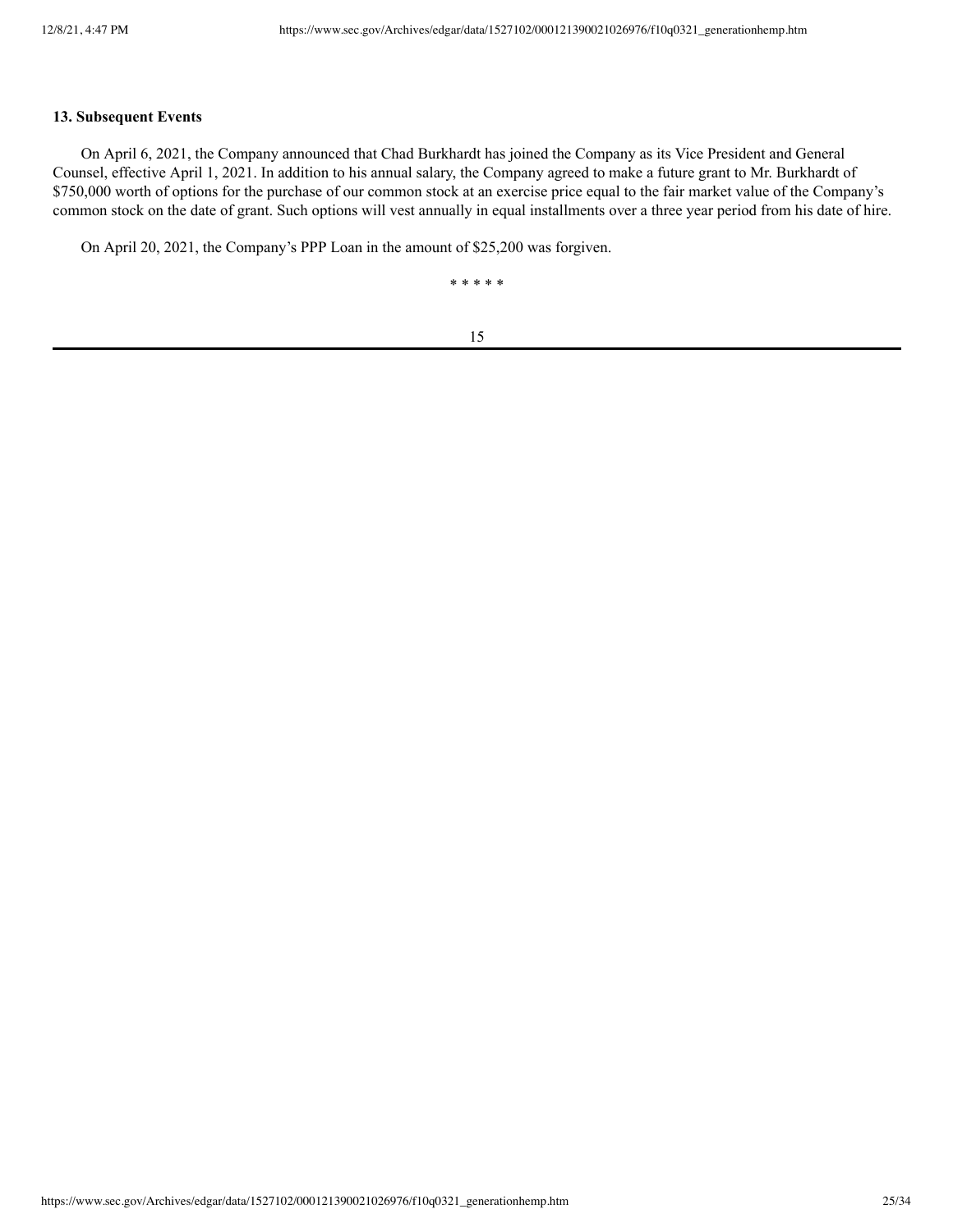### 13. Subsequent Events

On April 6, 2021, the Company announced that Chad Burkhardt has joined the Company as its Vice President and General Counsel, effective April 1, 2021. In addition to his annual salary, the Company agreed to make a future grant to Mr. Burkhardt of $750,000 worth of options for the purchase of our common stock at an exercise price equal to the fair market value of the Company's common stock on the date of grant. Such options will vest annually in equal installments over a three year period from his date of hire.

On April 20, 2021, the Company's PPP Loan in the amount of $25,200 was forgiven.

* * * * *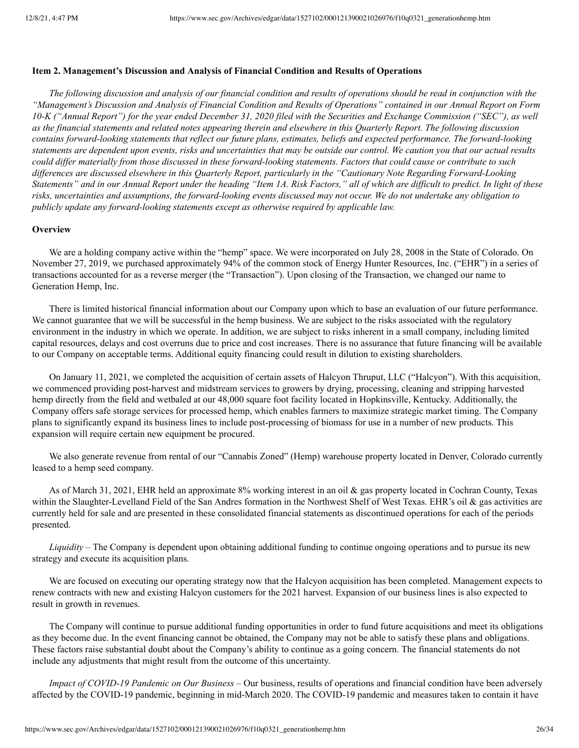**Item 2. Management's Discussion and Analysis of Financial Condition and Results of Operations**

*The following discussion and analysis of our financial condition and results of operations should be read in conjunction with the "Management's Discussion and Analysis of Financial Condition and Results of Operations" contained in our Annual Report on Form 10-K ("Annual Report") for the year ended December 31, 2020 filed with the Securities and Exchange Commission ("SEC"), as well as the financial statements and related notes appearing therein and elsewhere in this Quarterly Report. The following discussion contains forward-looking statements that reflect our future plans, estimates, beliefs and expected performance. The forward-looking statements are dependent upon events, risks and uncertainties that may be outside our control. We caution you that our actual results could differ materially from those discussed in these forward-looking statements. Factors that could cause or contribute to such differences are discussed elsewhere in this Quarterly Report, particularly in the "Cautionary Note Regarding Forward-Looking Statements" and in our Annual Report under the heading "Item 1A. Risk Factors," all of which are difficult to predict. In light of these risks, uncertainties and assumptions, the forward-looking events discussed may not occur. We do not undertake any obligation to publicly update any forward-looking statements except as otherwise required by applicable law.*

**Overview**

We are a holding company active within the "hemp" space. We were incorporated on July 28, 2008 in the State of Colorado. On November 27, 2019, we purchased approximately 94% of the common stock of Energy Hunter Resources, Inc. ("EHR") in a series of transactions accounted for as a reverse merger (the "Transaction"). Upon closing of the Transaction, we changed our name to Generation Hemp, Inc.

There is limited historical financial information about our Company upon which to base an evaluation of our future performance. We cannot guarantee that we will be successful in the hemp business. We are subject to the risks associated with the regulatory environment in the industry in which we operate. In addition, we are subject to risks inherent in a small company, including limited capital resources, delays and cost overruns due to price and cost increases. There is no assurance that future financing will be available to our Company on acceptable terms. Additional equity financing could result in dilution to existing shareholders.

On January 11, 2021, we completed the acquisition of certain assets of Halcyon Thruput, LLC ("Halcyon"). With this acquisition, we commenced providing post-harvest and midstream services to growers by drying, processing, cleaning and stripping harvested hemp directly from the field and wetbaled at our 48,000 square foot facility located in Hopkinsville, Kentucky. Additionally, the Company offers safe storage services for processed hemp, which enables farmers to maximize strategic market timing. The Company plans to significantly expand its business lines to include post-processing of biomass for use in a number of new products. This expansion will require certain new equipment be procured.

We also generate revenue from rental of our "Cannabis Zoned" (Hemp) warehouse property located in Denver, Colorado currently leased to a hemp seed company.

As of March 31, 2021, EHR held an approximate 8% working interest in an oil & gas property located in Cochran County, Texas within the Slaughter-Levelland Field of the San Andres formation in the Northwest Shelf of West Texas. EHR's oil & gas activities are currently held for sale and are presented in these consolidated financial statements as discontinued operations for each of the periods presented.

*Liquidity* – The Company is dependent upon obtaining additional funding to continue ongoing operations and to pursue its new strategy and execute its acquisition plans.

We are focused on executing our operating strategy now that the Halcyon acquisition has been completed. Management expects to renew contracts with new and existing Halcyon customers for the 2021 harvest. Expansion of our business lines is also expected to result in growth in revenues.

The Company will continue to pursue additional funding opportunities in order to fund future acquisitions and meet its obligations as they become due. In the event financing cannot be obtained, the Company may not be able to satisfy these plans and obligations. These factors raise substantial doubt about the Company's ability to continue as a going concern. The financial statements do not include any adjustments that might result from the outcome of this uncertainty.

*Impact of COVID-19 Pandemic on Our Business* – Our business, results of operations and financial condition have been adversely affected by the COVID-19 pandemic, beginning in mid-March 2020. The COVID-19 pandemic and measures taken to contain it have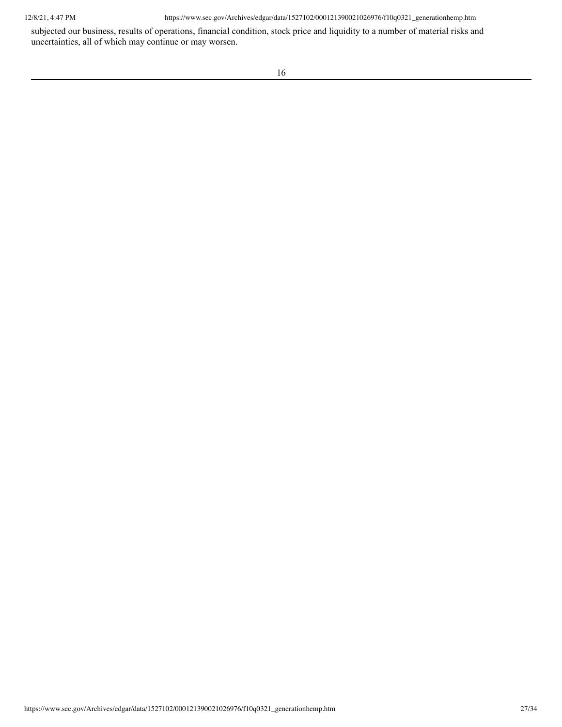subjected our business, results of operations, financial condition, stock price and liquidity to a number of material risks and uncertainties, all of which may continue or may worsen.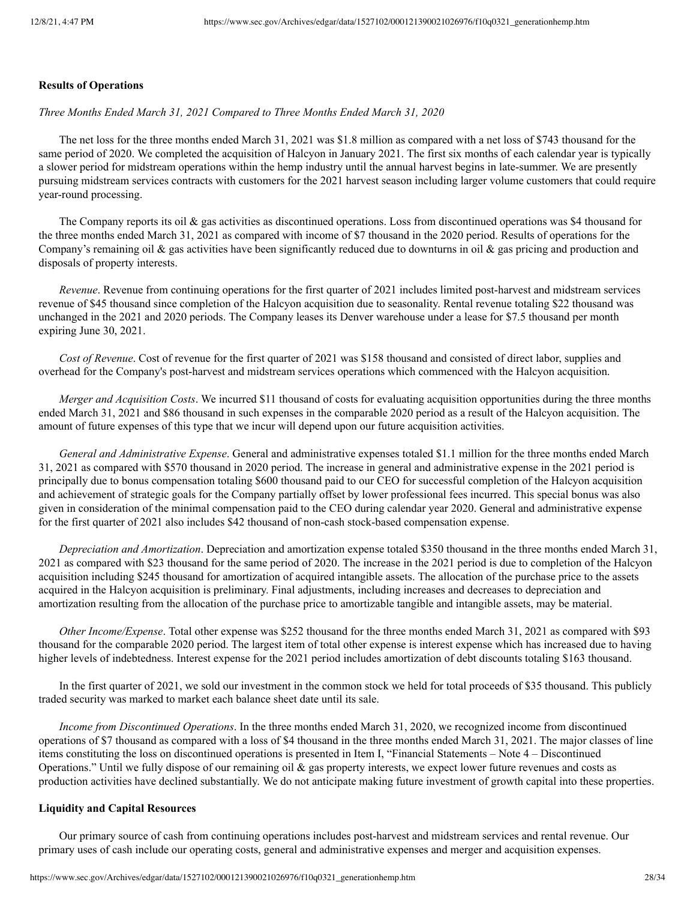**Results of Operations**

*Three Months Ended March 31, 2021 Compared to Three Months Ended March 31, 2020*

The net loss for the three months ended March 31, 2021 was $1.8 million as compared with a net loss of $743 thousand for the same period of 2020. We completed the acquisition of Halcyon in January 2021. The first six months of each calendar year is typically a slower period for midstream operations within the hemp industry until the annual harvest begins in late-summer. We are presently pursuing midstream services contracts with customers for the 2021 harvest season including larger volume customers that could require year-round processing.

The Company reports its oil & gas activities as discontinued operations. Loss from discontinued operations was $4 thousand for the three months ended March 31, 2021 as compared with income of $7 thousand in the 2020 period. Results of operations for the Company's remaining oil & gas activities have been significantly reduced due to downturns in oil & gas pricing and production and disposals of property interests.

*Revenue*. Revenue from continuing operations for the first quarter of 2021 includes limited post-harvest and midstream services revenue of $45 thousand since completion of the Halcyon acquisition due to seasonality. Rental revenue totaling $22 thousand was unchanged in the 2021 and 2020 periods. The Company leases its Denver warehouse under a lease for $7.5 thousand per month expiring June 30, 2021.

*Cost of Revenue*. Cost of revenue for the first quarter of 2021 was $158 thousand and consisted of direct labor, supplies and overhead for the Company's post-harvest and midstream services operations which commenced with the Halcyon acquisition.

*Merger and Acquisition Costs*. We incurred $11 thousand of costs for evaluating acquisition opportunities during the three months ended March 31, 2021 and $86 thousand in such expenses in the comparable 2020 period as a result of the Halcyon acquisition. The amount of future expenses of this type that we incur will depend upon our future acquisition activities.

*General and Administrative Expense*. General and administrative expenses totaled $1.1 million for the three months ended March 31, 2021 as compared with $570 thousand in 2020 period. The increase in general and administrative expense in the 2021 period is principally due to bonus compensation totaling $600 thousand paid to our CEO for successful completion of the Halcyon acquisition and achievement of strategic goals for the Company partially offset by lower professional fees incurred. This special bonus was also given in consideration of the minimal compensation paid to the CEO during calendar year 2020. General and administrative expense for the first quarter of 2021 also includes $42 thousand of non-cash stock-based compensation expense.

*Depreciation and Amortization*. Depreciation and amortization expense totaled $350 thousand in the three months ended March 31, 2021 as compared with $23 thousand for the same period of 2020. The increase in the 2021 period is due to completion of the Halcyon acquisition including $245 thousand for amortization of acquired intangible assets. The allocation of the purchase price to the assets acquired in the Halcyon acquisition is preliminary. Final adjustments, including increases and decreases to depreciation and amortization resulting from the allocation of the purchase price to amortizable tangible and intangible assets, may be material.

*Other Income/Expense*. Total other expense was $252 thousand for the three months ended March 31, 2021 as compared with $93 thousand for the comparable 2020 period. The largest item of total other expense is interest expense which has increased due to having higher levels of indebtedness. Interest expense for the 2021 period includes amortization of debt discounts totaling $163 thousand.

In the first quarter of 2021, we sold our investment in the common stock we held for total proceeds of $35 thousand. This publicly traded security was marked to market each balance sheet date until its sale.

*Income from Discontinued Operations*. In the three months ended March 31, 2020, we recognized income from discontinued operations of $7 thousand as compared with a loss of $4 thousand in the three months ended March 31, 2021. The major classes of line items constituting the loss on discontinued operations is presented in Item I, "Financial Statements – Note 4 – Discontinued Operations." Until we fully dispose of our remaining oil & gas property interests, we expect lower future revenues and costs as production activities have declined substantially. We do not anticipate making future investment of growth capital into these properties.

**Liquidity and Capital Resources**

Our primary source of cash from continuing operations includes post-harvest and midstream services and rental revenue. Our primary uses of cash include our operating costs, general and administrative expenses and merger and acquisition expenses.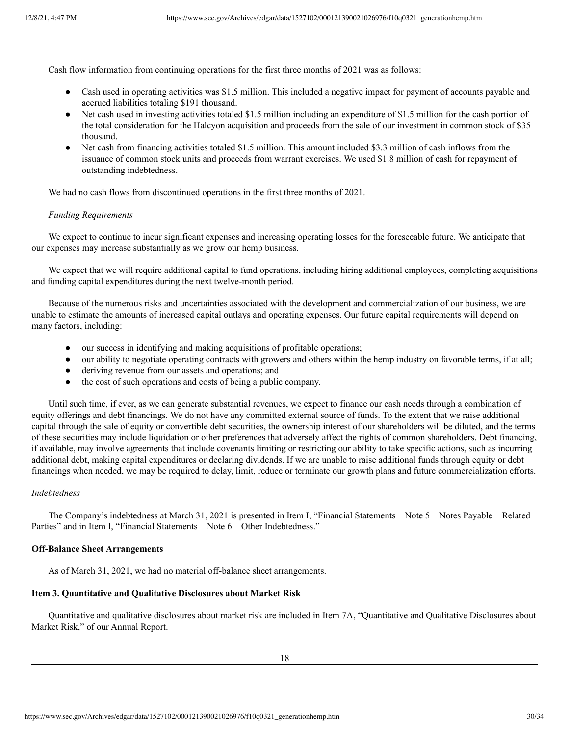Cash flow information from continuing operations for the first three months of 2021 was as follows:

- Cash used in operating activities was $1.5 million. This included a negative impact for payment of accounts payable and accrued liabilities totaling $191 thousand.
- Net cash used in investing activities totaled $1.5 million including an expenditure of $1.5 million for the cash portion of the total consideration for the Halcyon acquisition and proceeds from the sale of our investment in common stock of $35 thousand.
- Net cash from financing activities totaled $1.5 million. This amount included $3.3 million of cash inflows from the issuance of common stock units and proceeds from warrant exercises. We used $1.8 million of cash for repayment of outstanding indebtedness.

We had no cash flows from discontinued operations in the first three months of 2021.

*Funding Requirements*

We expect to continue to incur significant expenses and increasing operating losses for the foreseeable future. We anticipate that our expenses may increase substantially as we grow our hemp business.

We expect that we will require additional capital to fund operations, including hiring additional employees, completing acquisitions and funding capital expenditures during the next twelve-month period.

Because of the numerous risks and uncertainties associated with the development and commercialization of our business, we are unable to estimate the amounts of increased capital outlays and operating expenses. Our future capital requirements will depend on many factors, including:

- our success in identifying and making acquisitions of profitable operations;
- our ability to negotiate operating contracts with growers and others within the hemp industry on favorable terms, if at all;
- deriving revenue from our assets and operations; and
- the cost of such operations and costs of being a public company.

Until such time, if ever, as we can generate substantial revenues, we expect to finance our cash needs through a combination of equity offerings and debt financings. We do not have any committed external source of funds. To the extent that we raise additional capital through the sale of equity or convertible debt securities, the ownership interest of our shareholders will be diluted, and the terms of these securities may include liquidation or other preferences that adversely affect the rights of common shareholders. Debt financing, if available, may involve agreements that include covenants limiting or restricting our ability to take specific actions, such as incurring additional debt, making capital expenditures or declaring dividends. If we are unable to raise additional funds through equity or debt financings when needed, we may be required to delay, limit, reduce or terminate our growth plans and future commercialization efforts.

*Indebtedness*

The Company's indebtedness at March 31, 2021 is presented in Item I, "Financial Statements – Note 5 – Notes Payable – Related Parties" and in Item I, "Financial Statements—Note 6—Other Indebtedness."

**Off-Balance Sheet Arrangements**

As of March 31, 2021, we had no material off-balance sheet arrangements.

**Item 3. Quantitative and Qualitative Disclosures about Market Risk**

Quantitative and qualitative disclosures about market risk are included in Item 7A, "Quantitative and Qualitative Disclosures about Market Risk," of our Annual Report.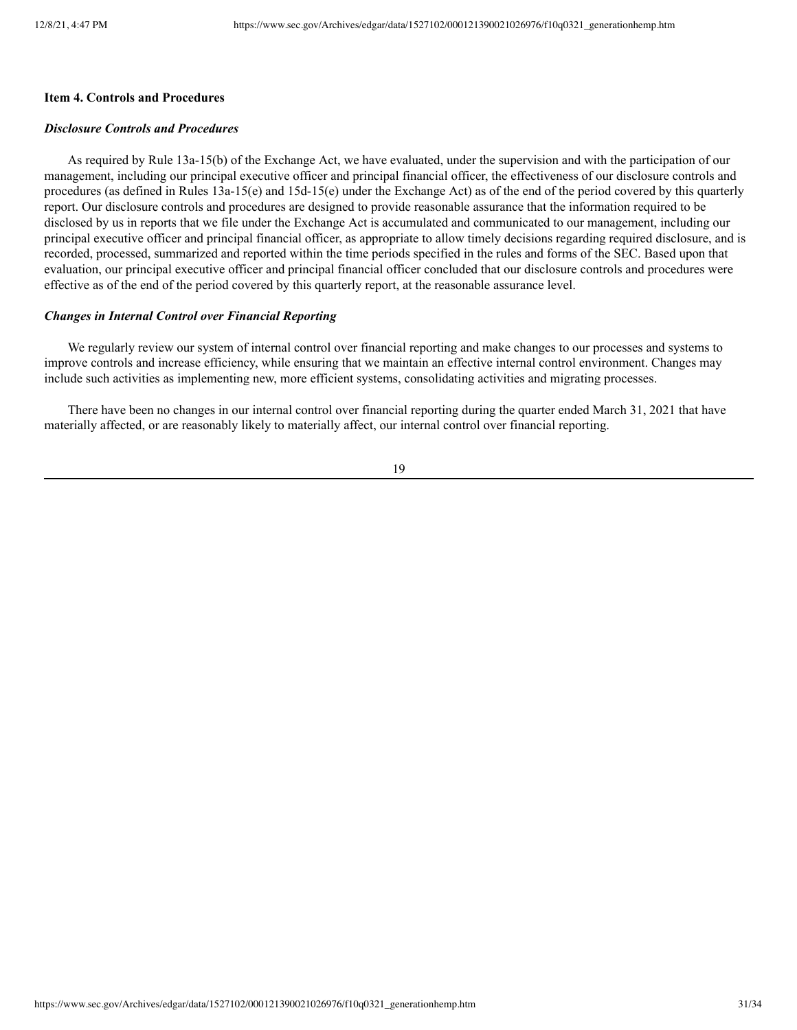**Item 4. Controls and Procedures**

***Disclosure Controls and Procedures***

As required by Rule 13a-15(b) of the Exchange Act, we have evaluated, under the supervision and with the participation of our management, including our principal executive officer and principal financial officer, the effectiveness of our disclosure controls and procedures (as defined in Rules 13a-15(e) and 15d-15(e) under the Exchange Act) as of the end of the period covered by this quarterly report. Our disclosure controls and procedures are designed to provide reasonable assurance that the information required to be disclosed by us in reports that we file under the Exchange Act is accumulated and communicated to our management, including our principal executive officer and principal financial officer, as appropriate to allow timely decisions regarding required disclosure, and is recorded, processed, summarized and reported within the time periods specified in the rules and forms of the SEC. Based upon that evaluation, our principal executive officer and principal financial officer concluded that our disclosure controls and procedures were effective as of the end of the period covered by this quarterly report, at the reasonable assurance level.

***Changes in Internal Control over Financial Reporting***

We regularly review our system of internal control over financial reporting and make changes to our processes and systems to improve controls and increase efficiency, while ensuring that we maintain an effective internal control environment. Changes may include such activities as implementing new, more efficient systems, consolidating activities and migrating processes.

There have been no changes in our internal control over financial reporting during the quarter ended March 31, 2021 that have materially affected, or are reasonably likely to materially affect, our internal control over financial reporting.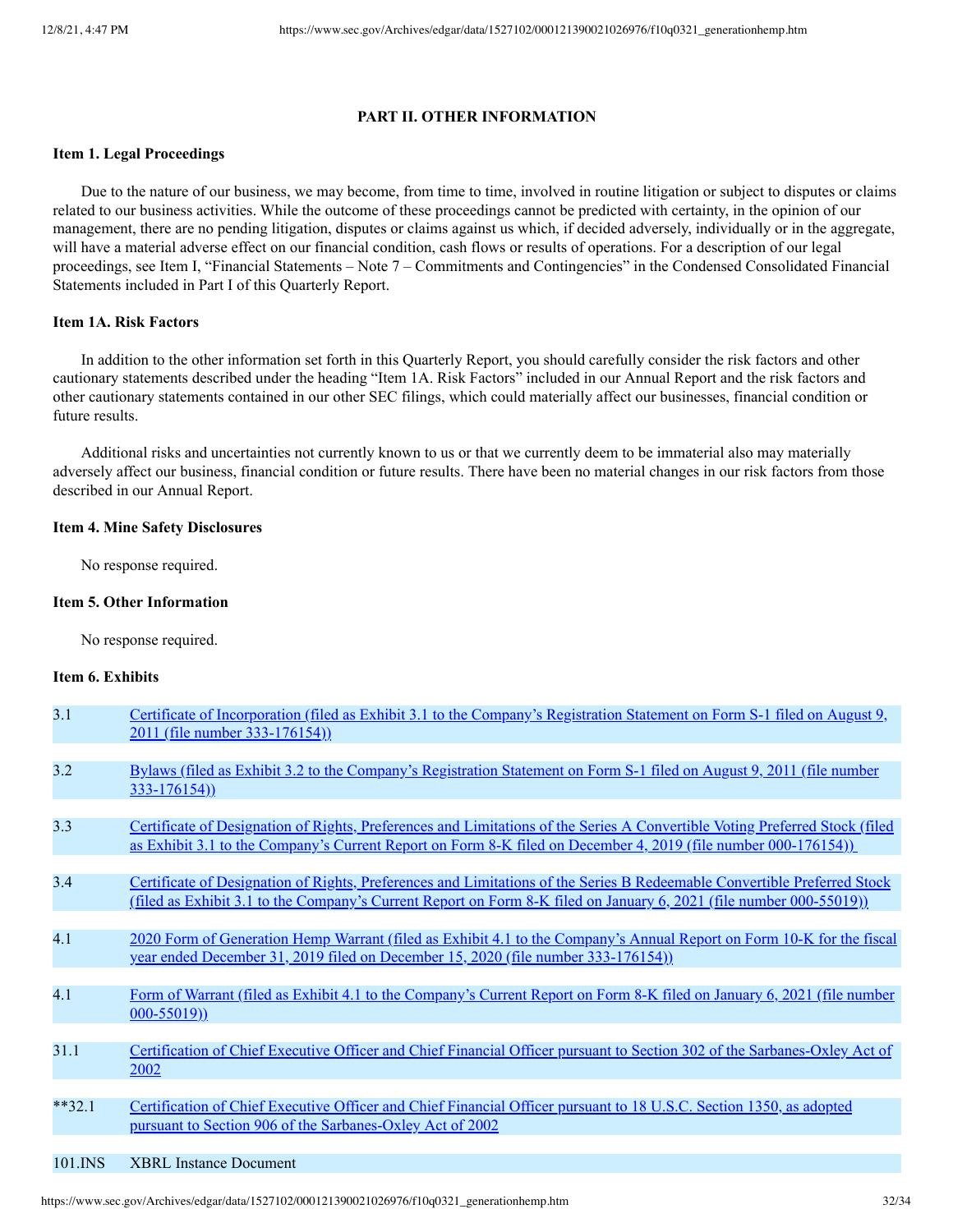## PART II. OTHER INFORMATION

### Item 1. Legal Proceedings

Due to the nature of our business, we may become, from time to time, involved in routine litigation or subject to disputes or claims related to our business activities. While the outcome of these proceedings cannot be predicted with certainty, in the opinion of our management, there are no pending litigation, disputes or claims against us which, if decided adversely, individually or in the aggregate, will have a material adverse effect on our financial condition, cash flows or results of operations. For a description of our legal proceedings, see Item I, "Financial Statements – Note 7 – Commitments and Contingencies" in the Condensed Consolidated Financial Statements included in Part I of this Quarterly Report.

### Item 1A. Risk Factors

In addition to the other information set forth in this Quarterly Report, you should carefully consider the risk factors and other cautionary statements described under the heading "Item 1A. Risk Factors" included in our Annual Report and the risk factors and other cautionary statements contained in our other SEC filings, which could materially affect our businesses, financial condition or future results.

Additional risks and uncertainties not currently known to us or that we currently deem to be immaterial also may materially adversely affect our business, financial condition or future results. There have been no material changes in our risk factors from those described in our Annual Report.

### Item 4. Mine Safety Disclosures

No response required.

### Item 5. Other Information

No response required.

### Item 6. Exhibits

| | |
|---|---|
| 3.1 | Certificate of Incorporation (filed as Exhibit 3.1 to the Company's Registration Statement on Form S-1 filed on August 9, 2011 (file number 333-176154)) |
| 3.2 | Bylaws (filed as Exhibit 3.2 to the Company's Registration Statement on Form S-1 filed on August 9, 2011 (file number 333-176154)) |
| 3.3 | Certificate of Designation of Rights, Preferences and Limitations of the Series A Convertible Voting Preferred Stock (filed as Exhibit 3.1 to the Company's Current Report on Form 8-K filed on December 4, 2019 (file number 000-176154)) |
| 3.4 | Certificate of Designation of Rights, Preferences and Limitations of the Series B Redeemable Convertible Preferred Stock (filed as Exhibit 3.1 to the Company's Current Report on Form 8-K filed on January 6, 2021 (file number 000-55019)) |
| 4.1 | 2020 Form of Generation Hemp Warrant (filed as Exhibit 4.1 to the Company's Annual Report on Form 10-K for the fiscal year ended December 31, 2019 filed on December 15, 2020 (file number 333-176154)) |
| 4.1 | Form of Warrant (filed as Exhibit 4.1 to the Company's Current Report on Form 8-K filed on January 6, 2021 (file number 000-55019)) |
| 31.1 | Certification of Chief Executive Officer and Chief Financial Officer pursuant to Section 302 of the Sarbanes-Oxley Act of 2002 |
| **32.1 | Certification of Chief Executive Officer and Chief Financial Officer pursuant to 18 U.S.C. Section 1350, as adopted pursuant to Section 906 of the Sarbanes-Oxley Act of 2002 |
| 101.INS | XBRL Instance Document |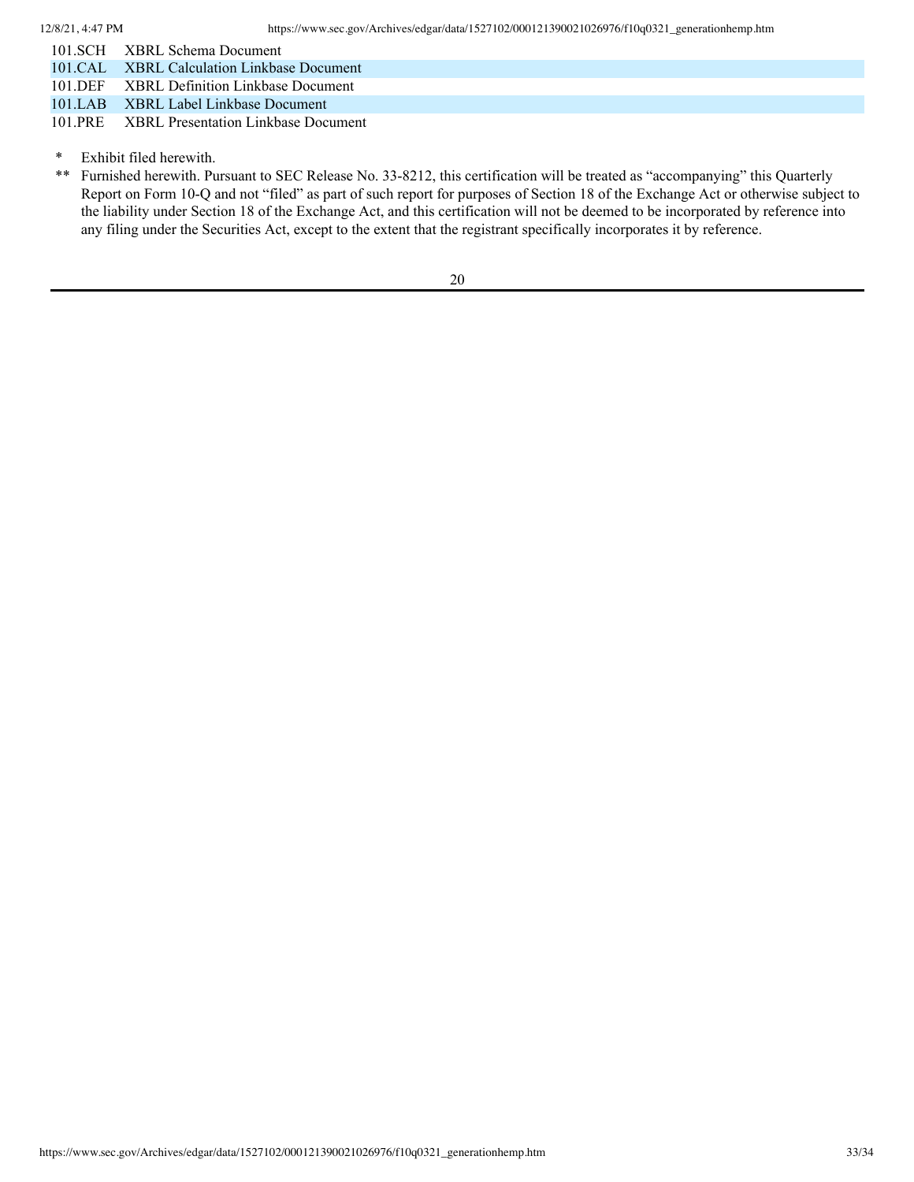| | |
|---|---|
| 101.SCH | XBRL Schema Document |
| 101.CAL | XBRL Calculation Linkbase Document |
| 101.DEF | XBRL Definition Linkbase Document |
| 101.LAB | XBRL Label Linkbase Document |
| 101.PRE | XBRL Presentation Linkbase Document |

\* Exhibit filed herewith.

** Furnished herewith. Pursuant to SEC Release No. 33-8212, this certification will be treated as "accompanying" this Quarterly Report on Form 10-Q and not "filed" as part of such report for purposes of Section 18 of the Exchange Act or otherwise subject to the liability under Section 18 of the Exchange Act, and this certification will not be deemed to be incorporated by reference into any filing under the Securities Act, except to the extent that the registrant specifically incorporates it by reference.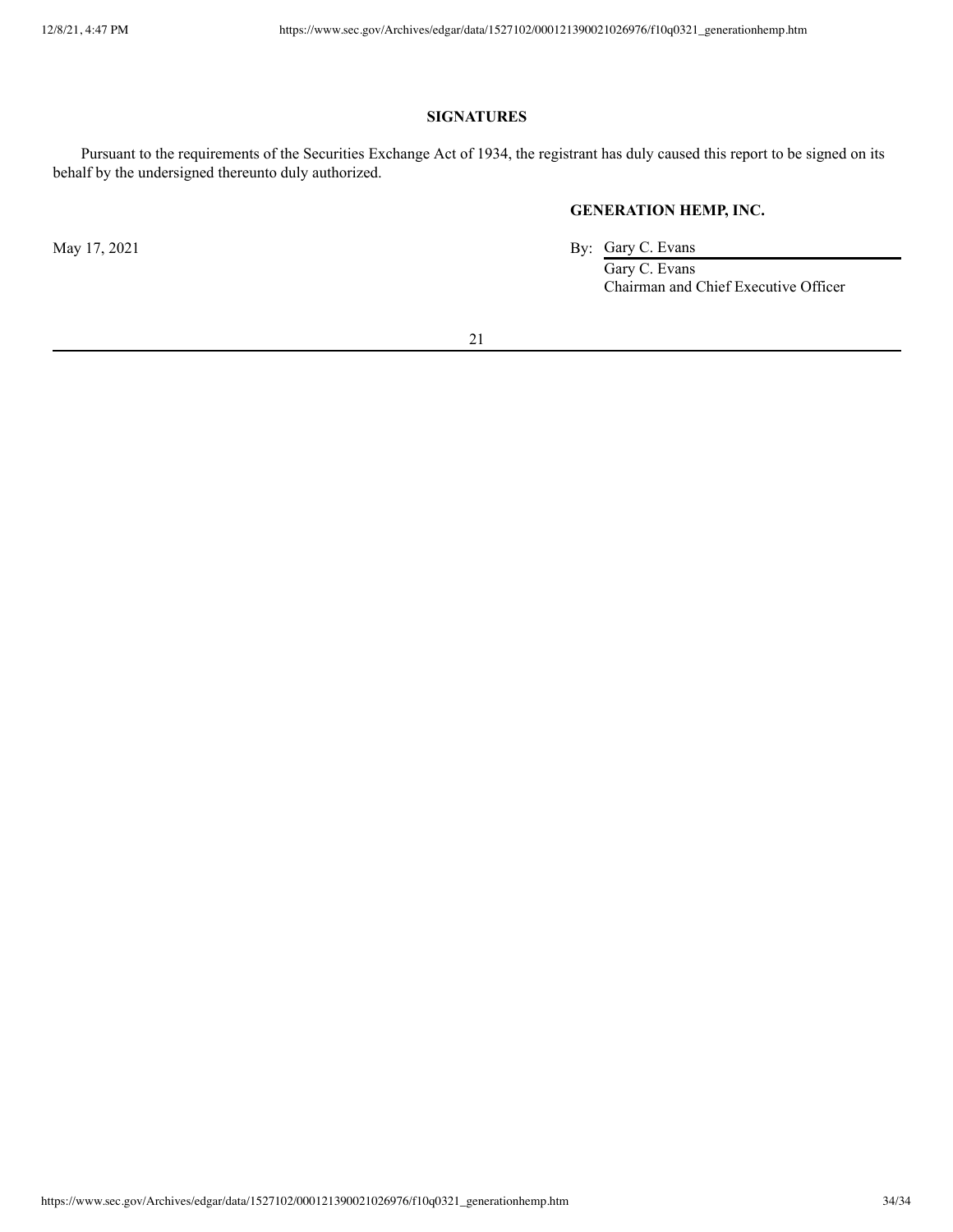## SIGNATURES

Pursuant to the requirements of the Securities Exchange Act of 1934, the registrant has duly caused this report to be signed on its behalf by the undersigned thereunto duly authorized.

**GENERATION HEMP, INC.**

May 17, 2021

By: Gary C. Evans

Gary C. Evans
Chairman and Chief Executive Officer